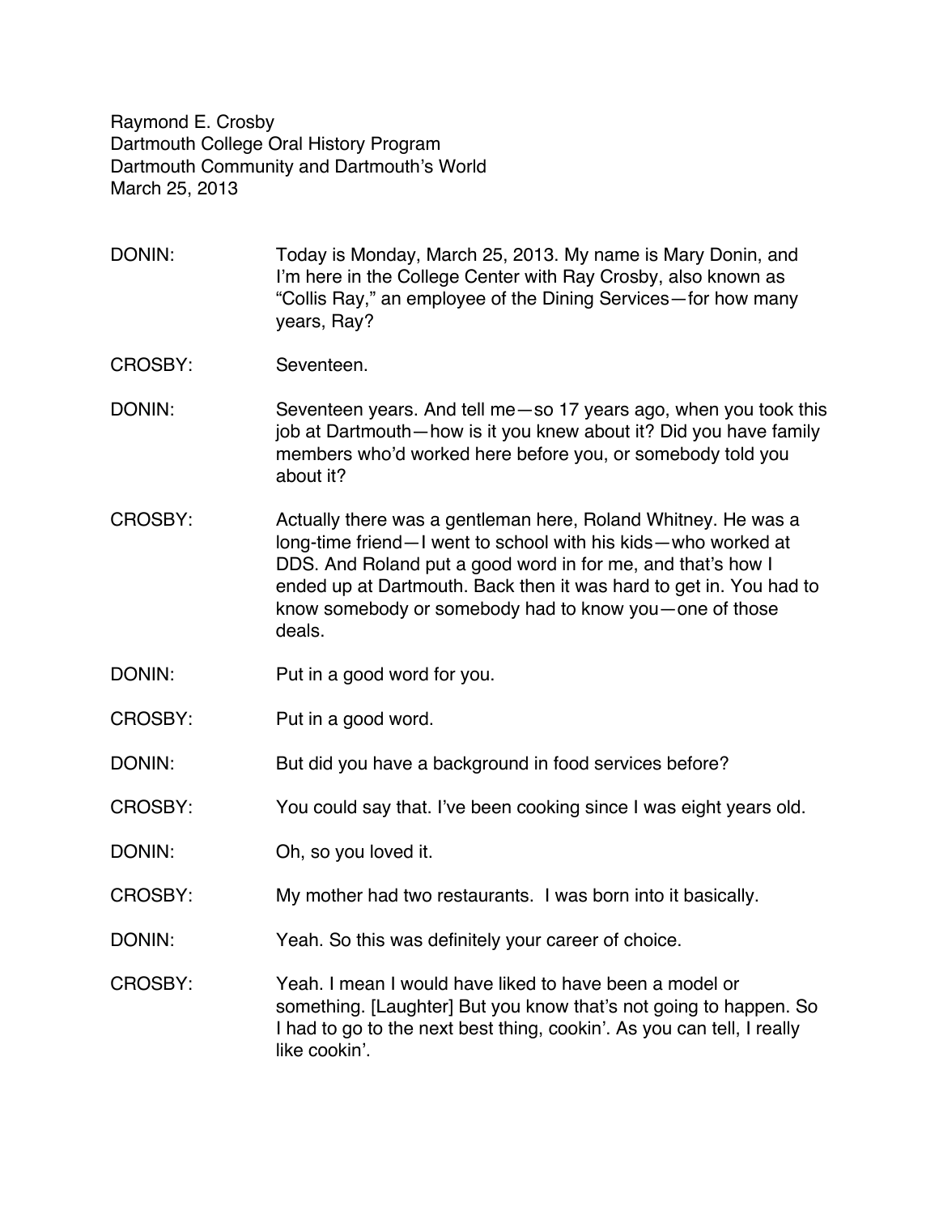Raymond E. Crosby
Dartmouth College Oral History Program
Dartmouth Community and Dartmouth's World
March 25, 2013

DONIN: Today is Monday, March 25, 2013. My name is Mary Donin, and I'm here in the College Center with Ray Crosby, also known as "Collis Ray," an employee of the Dining Services—for how many years, Ray?

CROSBY: Seventeen.

DONIN: Seventeen years. And tell me—so 17 years ago, when you took this job at Dartmouth—how is it you knew about it? Did you have family members who'd worked here before you, or somebody told you about it?

CROSBY: Actually there was a gentleman here, Roland Whitney. He was a long-time friend—I went to school with his kids—who worked at DDS. And Roland put a good word in for me, and that's how I ended up at Dartmouth. Back then it was hard to get in. You had to know somebody or somebody had to know you—one of those deals.

DONIN: Put in a good word for you.

CROSBY: Put in a good word.

DONIN: But did you have a background in food services before?

CROSBY: You could say that. I've been cooking since I was eight years old.

DONIN: Oh, so you loved it.

CROSBY: My mother had two restaurants. I was born into it basically.

DONIN: Yeah. So this was definitely your career of choice.

CROSBY: Yeah. I mean I would have liked to have been a model or something. [Laughter] But you know that's not going to happen. So I had to go to the next best thing, cookin'. As you can tell, I really like cookin'.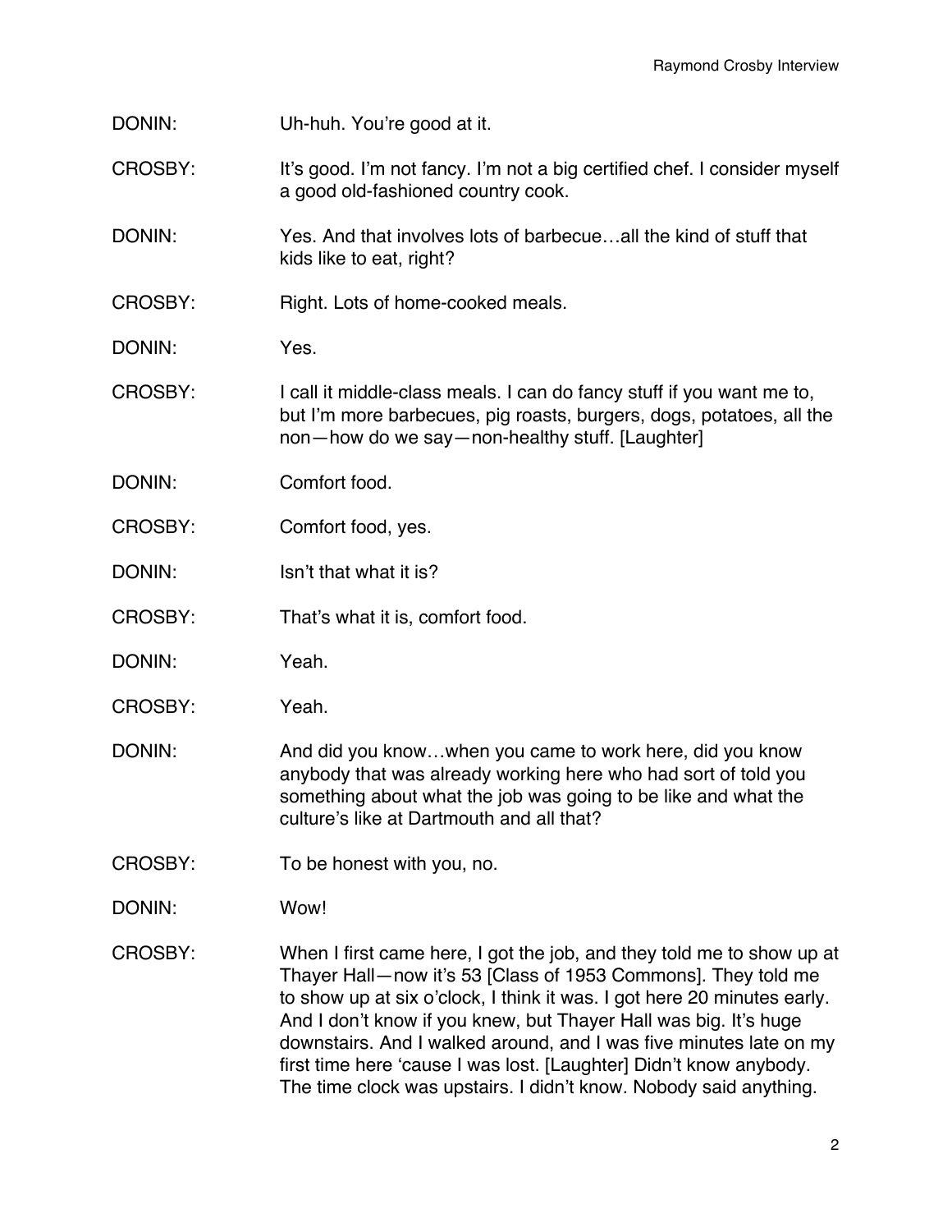DONIN: Uh-huh. You're good at it.

CROSBY: It's good. I'm not fancy. I'm not a big certified chef. I consider myself a good old-fashioned country cook.

DONIN: Yes. And that involves lots of barbecue…all the kind of stuff that kids like to eat, right?

CROSBY: Right. Lots of home-cooked meals.

DONIN: Yes.

CROSBY: I call it middle-class meals. I can do fancy stuff if you want me to, but I'm more barbecues, pig roasts, burgers, dogs, potatoes, all the non—how do we say—non-healthy stuff. [Laughter]

DONIN: Comfort food.

CROSBY: Comfort food, yes.

DONIN: Isn't that what it is?

CROSBY: That's what it is, comfort food.

DONIN: Yeah.

CROSBY: Yeah.

DONIN: And did you know…when you came to work here, did you know anybody that was already working here who had sort of told you something about what the job was going to be like and what the culture's like at Dartmouth and all that?

CROSBY: To be honest with you, no.

DONIN: Wow!

CROSBY: When I first came here, I got the job, and they told me to show up at Thayer Hall—now it's 53 [Class of 1953 Commons]. They told me to show up at six o'clock, I think it was. I got here 20 minutes early. And I don't know if you knew, but Thayer Hall was big. It's huge downstairs. And I walked around, and I was five minutes late on my first time here 'cause I was lost. [Laughter] Didn't know anybody. The time clock was upstairs. I didn't know. Nobody said anything.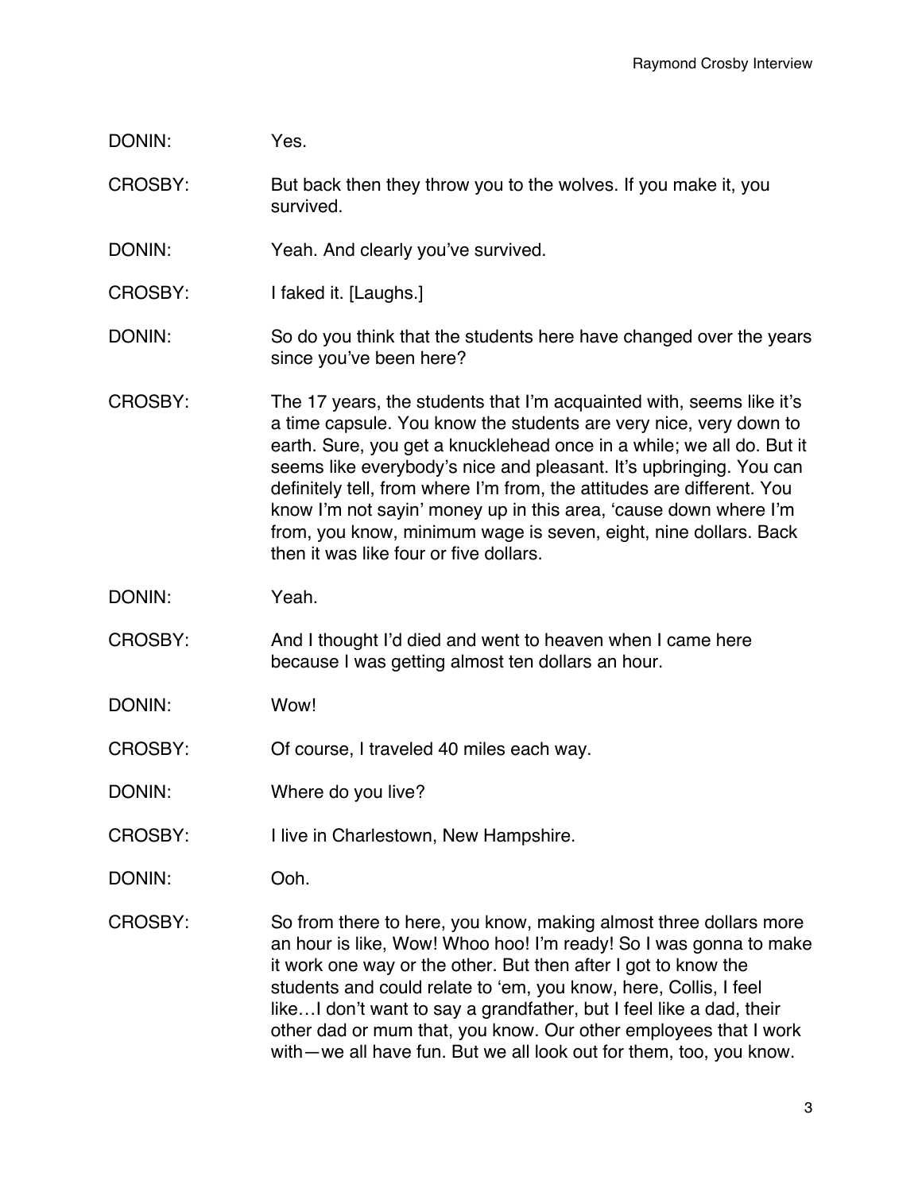DONIN: Yes.

CROSBY: But back then they throw you to the wolves. If you make it, you survived.

DONIN: Yeah. And clearly you've survived.

CROSBY: I faked it. [Laughs.]

DONIN: So do you think that the students here have changed over the years since you've been here?

CROSBY: The 17 years, the students that I'm acquainted with, seems like it's a time capsule. You know the students are very nice, very down to earth. Sure, you get a knucklehead once in a while; we all do. But it seems like everybody's nice and pleasant. It's upbringing. You can definitely tell, from where I'm from, the attitudes are different. You know I'm not sayin' money up in this area, 'cause down where I'm from, you know, minimum wage is seven, eight, nine dollars. Back then it was like four or five dollars.

DONIN: Yeah.

CROSBY: And I thought I'd died and went to heaven when I came here because I was getting almost ten dollars an hour.

DONIN: Wow!

CROSBY: Of course, I traveled 40 miles each way.

DONIN: Where do you live?

CROSBY: I live in Charlestown, New Hampshire.

DONIN: Ooh.

CROSBY: So from there to here, you know, making almost three dollars more an hour is like, Wow! Whoo hoo! I'm ready! So I was gonna to make it work one way or the other. But then after I got to know the students and could relate to 'em, you know, here, Collis, I feel like…I don't want to say a grandfather, but I feel like a dad, their other dad or mum that, you know. Our other employees that I work with—we all have fun. But we all look out for them, too, you know.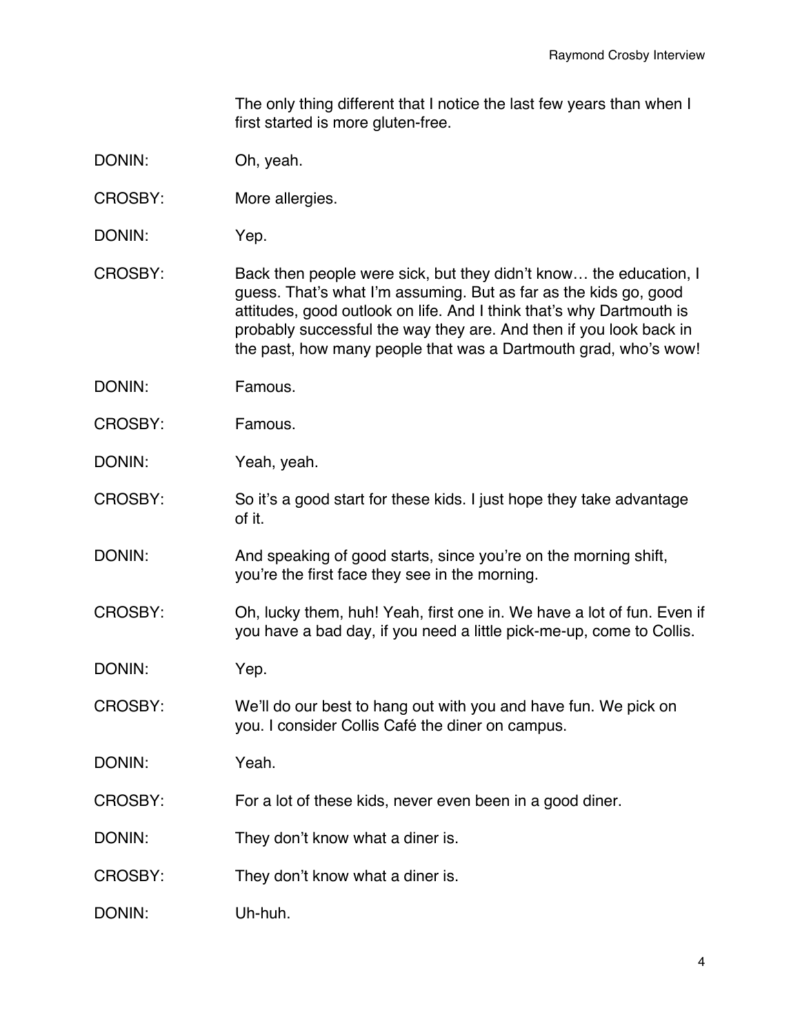The only thing different that I notice the last few years than when I first started is more gluten-free.

DONIN: Oh, yeah.

CROSBY: More allergies.

DONIN: Yep.

CROSBY: Back then people were sick, but they didn't know… the education, I guess. That's what I'm assuming. But as far as the kids go, good attitudes, good outlook on life. And I think that's why Dartmouth is probably successful the way they are. And then if you look back in the past, how many people that was a Dartmouth grad, who's wow!

DONIN: Famous.

CROSBY: Famous.

DONIN: Yeah, yeah.

CROSBY: So it's a good start for these kids. I just hope they take advantage of it.

DONIN: And speaking of good starts, since you're on the morning shift, you're the first face they see in the morning.

CROSBY: Oh, lucky them, huh! Yeah, first one in. We have a lot of fun. Even if you have a bad day, if you need a little pick-me-up, come to Collis.

DONIN: Yep.

CROSBY: We'll do our best to hang out with you and have fun. We pick on you. I consider Collis Café the diner on campus.

DONIN: Yeah.

CROSBY: For a lot of these kids, never even been in a good diner.

DONIN: They don't know what a diner is.

CROSBY: They don't know what a diner is.

DONIN: Uh-huh.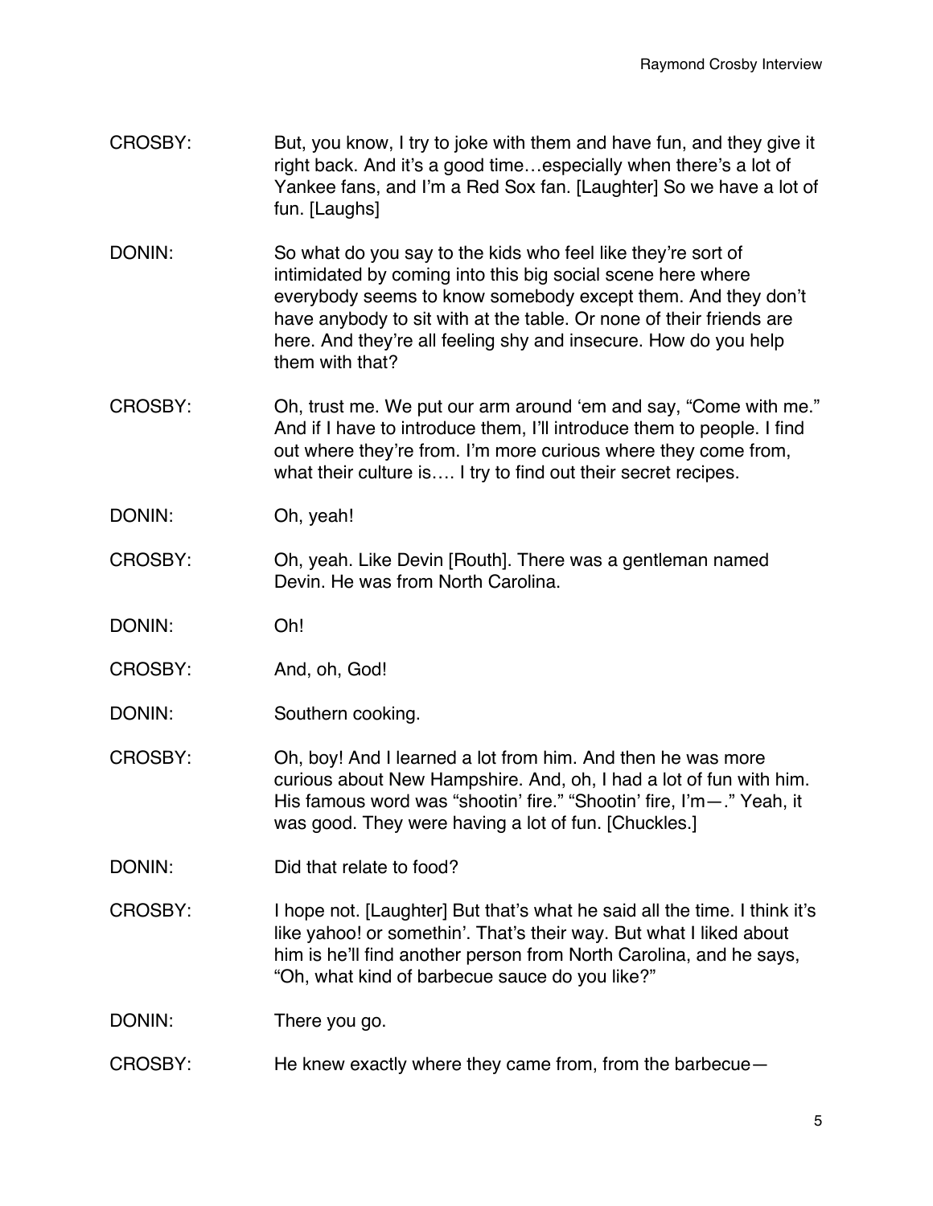CROSBY: But, you know, I try to joke with them and have fun, and they give it right back. And it's a good time…especially when there's a lot of Yankee fans, and I'm a Red Sox fan. [Laughter] So we have a lot of fun. [Laughs]

DONIN: So what do you say to the kids who feel like they're sort of intimidated by coming into this big social scene here where everybody seems to know somebody except them. And they don't have anybody to sit with at the table. Or none of their friends are here. And they're all feeling shy and insecure. How do you help them with that?

CROSBY: Oh, trust me. We put our arm around 'em and say, "Come with me." And if I have to introduce them, I'll introduce them to people. I find out where they're from. I'm more curious where they come from, what their culture is…. I try to find out their secret recipes.

DONIN: Oh, yeah!

CROSBY: Oh, yeah. Like Devin [Routh]. There was a gentleman named Devin. He was from North Carolina.

DONIN: Oh!

CROSBY: And, oh, God!

DONIN: Southern cooking.

CROSBY: Oh, boy! And I learned a lot from him. And then he was more curious about New Hampshire. And, oh, I had a lot of fun with him. His famous word was "shootin' fire." "Shootin' fire, I'm—." Yeah, it was good. They were having a lot of fun. [Chuckles.]

DONIN: Did that relate to food?

CROSBY: I hope not. [Laughter] But that's what he said all the time. I think it's like yahoo! or somethin'. That's their way. But what I liked about him is he'll find another person from North Carolina, and he says, "Oh, what kind of barbecue sauce do you like?"

DONIN: There you go.

CROSBY: He knew exactly where they came from, from the barbecue—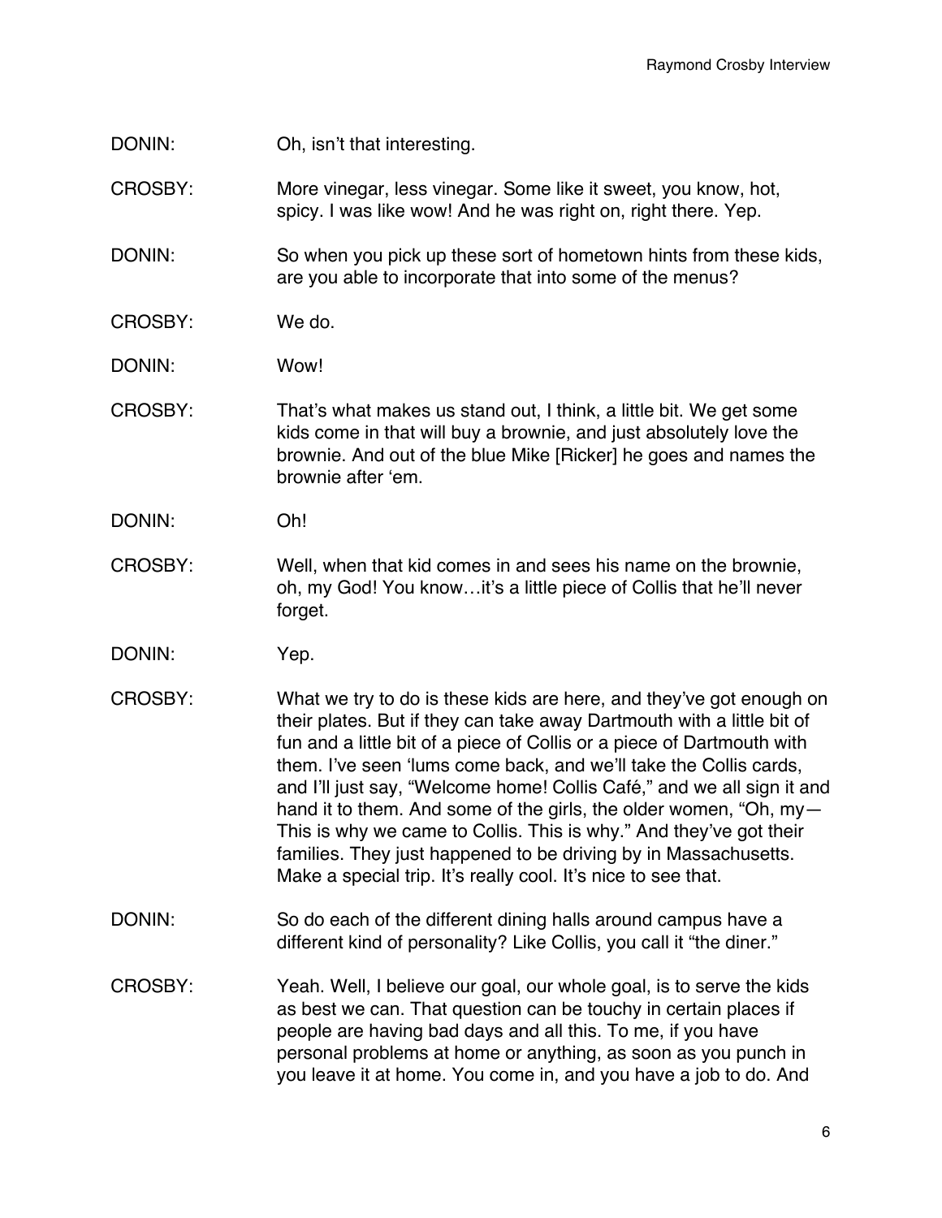DONIN: Oh, isn't that interesting.

CROSBY: More vinegar, less vinegar. Some like it sweet, you know, hot, spicy. I was like wow! And he was right on, right there. Yep.

DONIN: So when you pick up these sort of hometown hints from these kids, are you able to incorporate that into some of the menus?

CROSBY: We do.

DONIN: Wow!

CROSBY: That's what makes us stand out, I think, a little bit. We get some kids come in that will buy a brownie, and just absolutely love the brownie. And out of the blue Mike [Ricker] he goes and names the brownie after 'em.

DONIN: Oh!

CROSBY: Well, when that kid comes in and sees his name on the brownie, oh, my God! You know…it's a little piece of Collis that he'll never forget.

DONIN: Yep.

CROSBY: What we try to do is these kids are here, and they've got enough on their plates. But if they can take away Dartmouth with a little bit of fun and a little bit of a piece of Collis or a piece of Dartmouth with them. I've seen 'lums come back, and we'll take the Collis cards, and I'll just say, "Welcome home! Collis Café," and we all sign it and hand it to them. And some of the girls, the older women, "Oh, my—This is why we came to Collis. This is why." And they've got their families. They just happened to be driving by in Massachusetts. Make a special trip. It's really cool. It's nice to see that.

DONIN: So do each of the different dining halls around campus have a different kind of personality? Like Collis, you call it "the diner."

CROSBY: Yeah. Well, I believe our goal, our whole goal, is to serve the kids as best we can. That question can be touchy in certain places if people are having bad days and all this. To me, if you have personal problems at home or anything, as soon as you punch in you leave it at home. You come in, and you have a job to do. And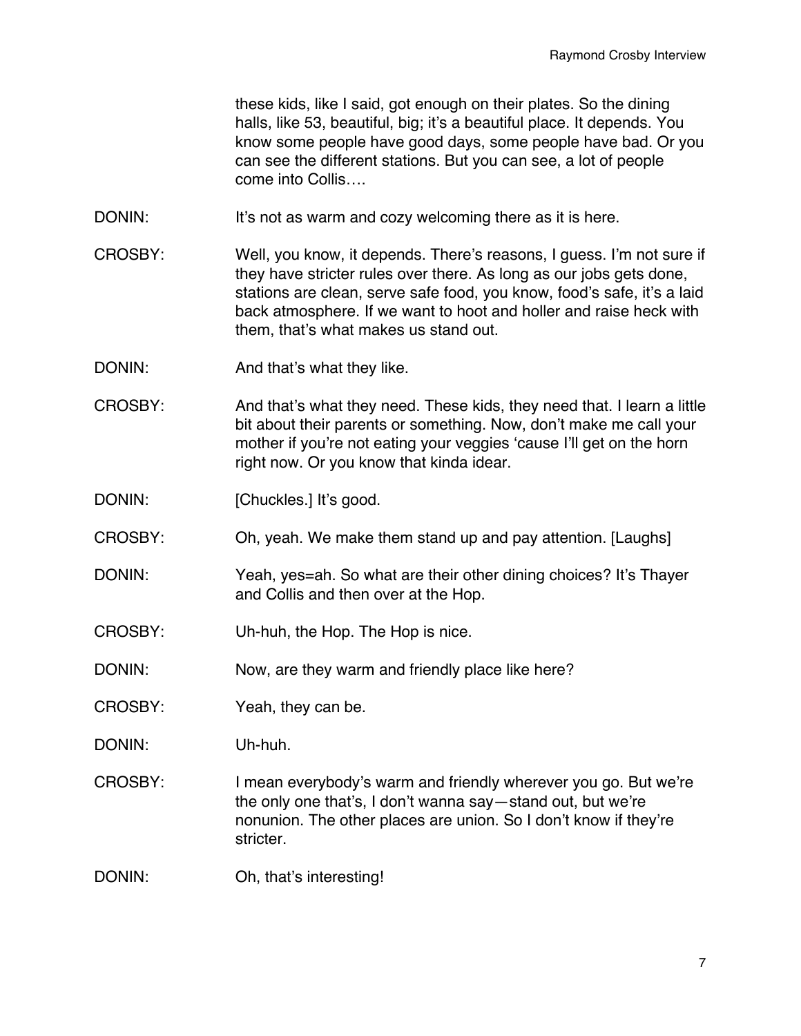these kids, like I said, got enough on their plates. So the dining halls, like 53, beautiful, big; it's a beautiful place. It depends. You know some people have good days, some people have bad. Or you can see the different stations. But you can see, a lot of people come into Collis….

DONIN: It's not as warm and cozy welcoming there as it is here.

CROSBY: Well, you know, it depends. There's reasons, I guess. I'm not sure if they have stricter rules over there. As long as our jobs gets done, stations are clean, serve safe food, you know, food's safe, it's a laid back atmosphere. If we want to hoot and holler and raise heck with them, that's what makes us stand out.

DONIN: And that's what they like.

CROSBY: And that's what they need. These kids, they need that. I learn a little bit about their parents or something. Now, don't make me call your mother if you're not eating your veggies 'cause I'll get on the horn right now. Or you know that kinda idear.

DONIN: [Chuckles.] It's good.

CROSBY: Oh, yeah. We make them stand up and pay attention. [Laughs]

DONIN: Yeah, yes=ah. So what are their other dining choices? It's Thayer and Collis and then over at the Hop.

CROSBY: Uh-huh, the Hop. The Hop is nice.

DONIN: Now, are they warm and friendly place like here?

CROSBY: Yeah, they can be.

DONIN: Uh-huh.

CROSBY: I mean everybody's warm and friendly wherever you go. But we're the only one that's, I don't wanna say—stand out, but we're nonunion. The other places are union. So I don't know if they're stricter.

DONIN: Oh, that's interesting!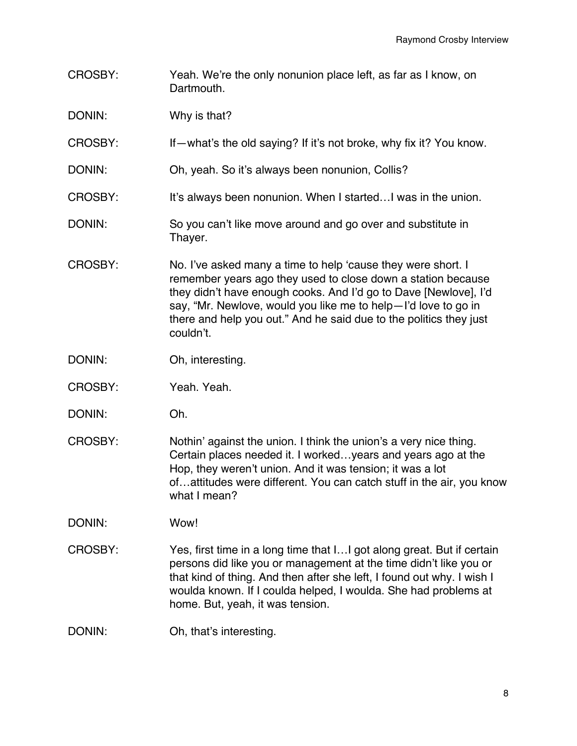CROSBY: Yeah. We're the only nonunion place left, as far as I know, on Dartmouth.

DONIN: Why is that?

CROSBY: If—what's the old saying? If it's not broke, why fix it? You know.

DONIN: Oh, yeah. So it's always been nonunion, Collis?

CROSBY: It's always been nonunion. When I started…I was in the union.

DONIN: So you can't like move around and go over and substitute in Thayer.

CROSBY: No. I've asked many a time to help 'cause they were short. I remember years ago they used to close down a station because they didn't have enough cooks. And I'd go to Dave [Newlove], I'd say, "Mr. Newlove, would you like me to help—I'd love to go in there and help you out." And he said due to the politics they just couldn't.

DONIN: Oh, interesting.

CROSBY: Yeah. Yeah.

DONIN: Oh.

CROSBY: Nothin' against the union. I think the union's a very nice thing. Certain places needed it. I worked…years and years ago at the Hop, they weren't union. And it was tension; it was a lot of…attitudes were different. You can catch stuff in the air, you know what I mean?

DONIN: Wow!

CROSBY: Yes, first time in a long time that I…I got along great. But if certain persons did like you or management at the time didn't like you or that kind of thing. And then after she left, I found out why. I wish I woulda known. If I coulda helped, I woulda. She had problems at home. But, yeah, it was tension.

DONIN: Oh, that's interesting.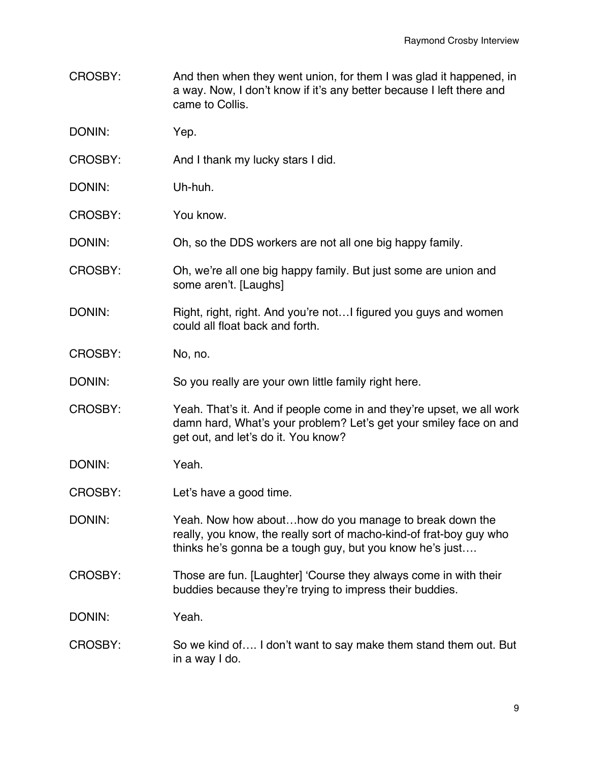CROSBY: And then when they went union, for them I was glad it happened, in a way. Now, I don't know if it's any better because I left there and came to Collis.

DONIN: Yep.

CROSBY: And I thank my lucky stars I did.

DONIN: Uh-huh.

CROSBY: You know.

DONIN: Oh, so the DDS workers are not all one big happy family.

CROSBY: Oh, we're all one big happy family. But just some are union and some aren't. [Laughs]

DONIN: Right, right, right. And you're not…I figured you guys and women could all float back and forth.

CROSBY: No, no.

DONIN: So you really are your own little family right here.

CROSBY: Yeah. That's it. And if people come in and they're upset, we all work damn hard, What's your problem? Let's get your smiley face on and get out, and let's do it. You know?

DONIN: Yeah.

CROSBY: Let's have a good time.

DONIN: Yeah. Now how about…how do you manage to break down the really, you know, the really sort of macho-kind-of frat-boy guy who thinks he's gonna be a tough guy, but you know he's just….

CROSBY: Those are fun. [Laughter] 'Course they always come in with their buddies because they're trying to impress their buddies.

DONIN: Yeah.

CROSBY: So we kind of…. I don't want to say make them stand them out. But in a way I do.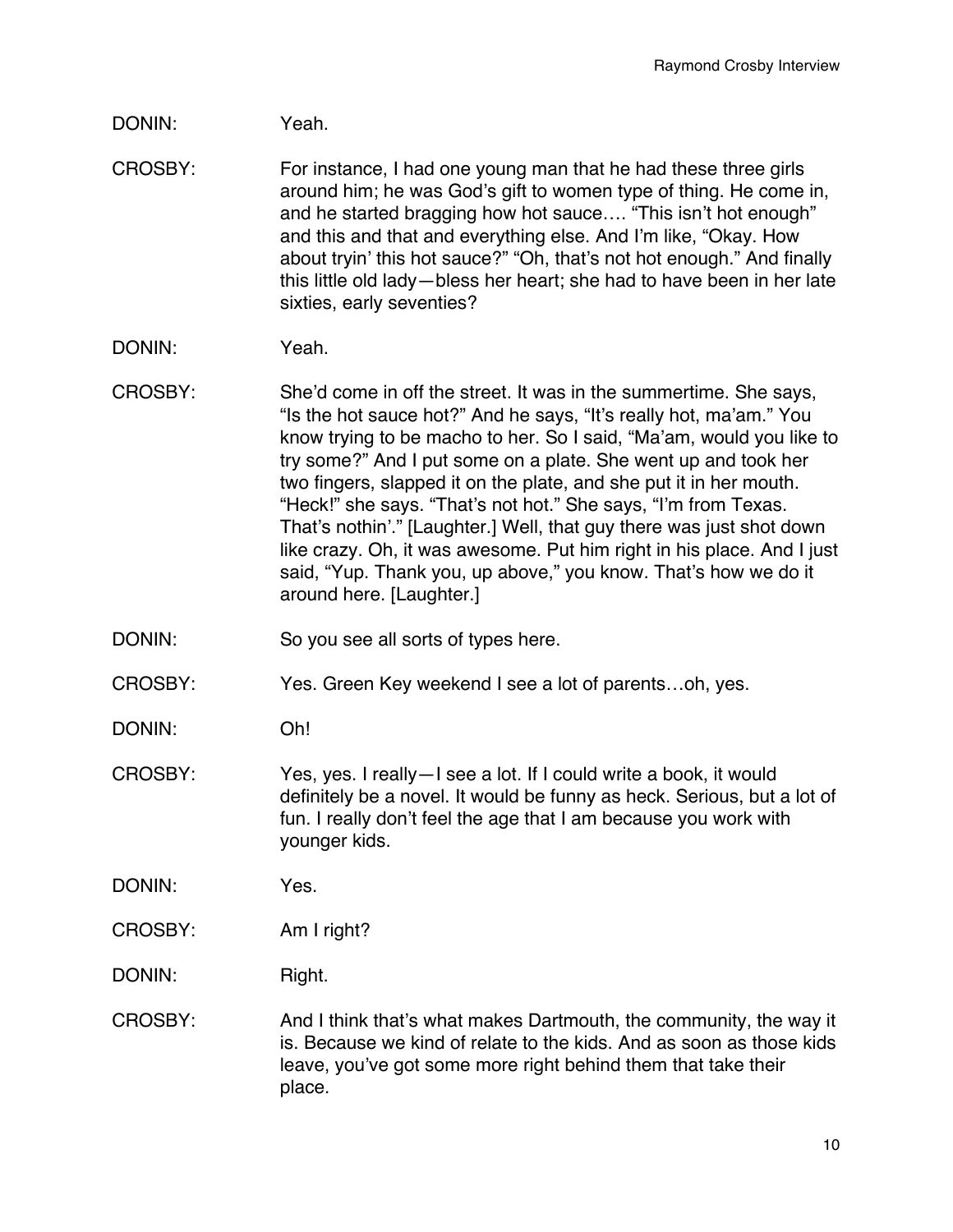DONIN: Yeah.

CROSBY: For instance, I had one young man that he had these three girls around him; he was God's gift to women type of thing. He come in, and he started bragging how hot sauce…. "This isn't hot enough" and this and that and everything else. And I'm like, "Okay. How about tryin' this hot sauce?" "Oh, that's not hot enough." And finally this little old lady—bless her heart; she had to have been in her late sixties, early seventies?

DONIN: Yeah.

CROSBY: She'd come in off the street. It was in the summertime. She says, "Is the hot sauce hot?" And he says, "It's really hot, ma'am." You know trying to be macho to her. So I said, "Ma'am, would you like to try some?" And I put some on a plate. She went up and took her two fingers, slapped it on the plate, and she put it in her mouth. "Heck!" she says. "That's not hot." She says, "I'm from Texas. That's nothin'." [Laughter.] Well, that guy there was just shot down like crazy. Oh, it was awesome. Put him right in his place. And I just said, "Yup. Thank you, up above," you know. That's how we do it around here. [Laughter.]

DONIN: So you see all sorts of types here.

CROSBY: Yes. Green Key weekend I see a lot of parents…oh, yes.

DONIN: Oh!

CROSBY: Yes, yes. I really—I see a lot. If I could write a book, it would definitely be a novel. It would be funny as heck. Serious, but a lot of fun. I really don't feel the age that I am because you work with younger kids.

DONIN: Yes.

CROSBY: Am I right?

DONIN: Right.

CROSBY: And I think that's what makes Dartmouth, the community, the way it is. Because we kind of relate to the kids. And as soon as those kids leave, you've got some more right behind them that take their place.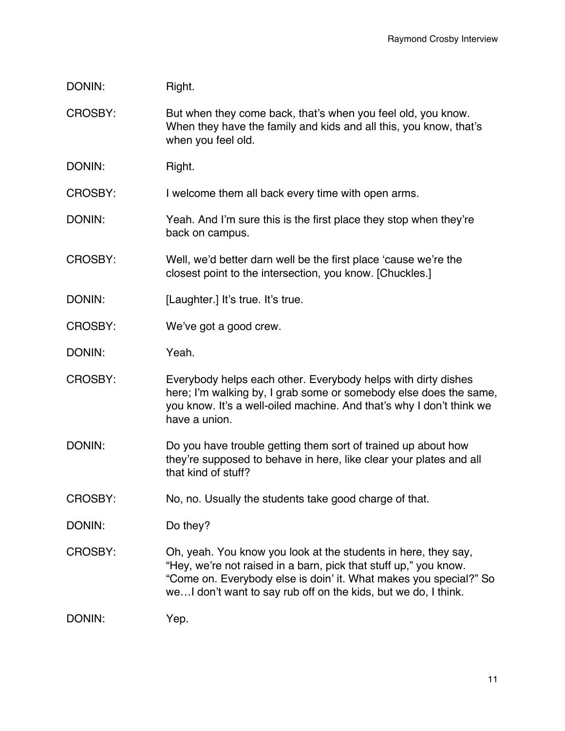DONIN: Right.

CROSBY: But when they come back, that's when you feel old, you know. When they have the family and kids and all this, you know, that's when you feel old.

DONIN: Right.

CROSBY: I welcome them all back every time with open arms.

DONIN: Yeah. And I'm sure this is the first place they stop when they're back on campus.

CROSBY: Well, we'd better darn well be the first place 'cause we're the closest point to the intersection, you know. [Chuckles.]

DONIN: [Laughter.] It's true. It's true.

CROSBY: We've got a good crew.

DONIN: Yeah.

CROSBY: Everybody helps each other. Everybody helps with dirty dishes here; I'm walking by, I grab some or somebody else does the same, you know. It's a well-oiled machine. And that's why I don't think we have a union.

DONIN: Do you have trouble getting them sort of trained up about how they're supposed to behave in here, like clear your plates and all that kind of stuff?

CROSBY: No, no. Usually the students take good charge of that.

DONIN: Do they?

CROSBY: Oh, yeah. You know you look at the students in here, they say, "Hey, we're not raised in a barn, pick that stuff up," you know. "Come on. Everybody else is doin' it. What makes you special?" So we…I don't want to say rub off on the kids, but we do, I think.

DONIN: Yep.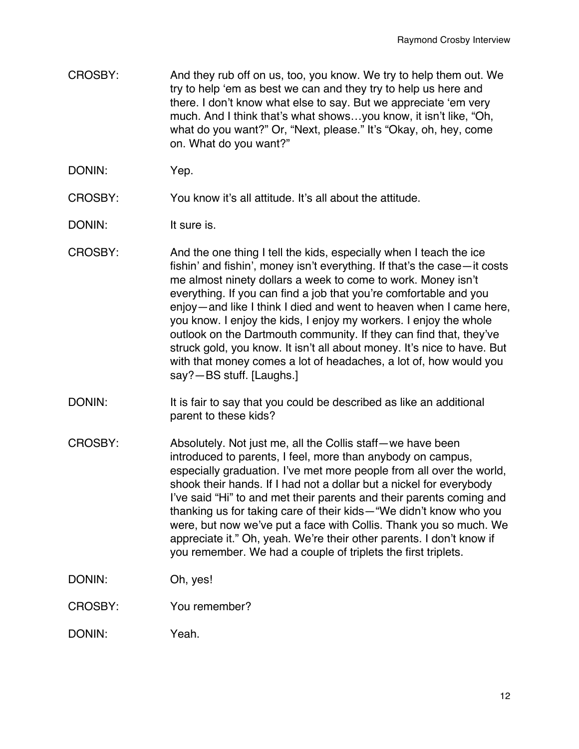CROSBY: And they rub off on us, too, you know. We try to help them out. We try to help 'em as best we can and they try to help us here and there. I don't know what else to say. But we appreciate 'em very much. And I think that's what shows…you know, it isn't like, "Oh, what do you want?" Or, "Next, please." It's "Okay, oh, hey, come on. What do you want?"

DONIN: Yep.

CROSBY: You know it's all attitude. It's all about the attitude.

DONIN: It sure is.

CROSBY: And the one thing I tell the kids, especially when I teach the ice fishin' and fishin', money isn't everything. If that's the case—it costs me almost ninety dollars a week to come to work. Money isn't everything. If you can find a job that you're comfortable and you enjoy—and like I think I died and went to heaven when I came here, you know. I enjoy the kids, I enjoy my workers. I enjoy the whole outlook on the Dartmouth community. If they can find that, they've struck gold, you know. It isn't all about money. It's nice to have. But with that money comes a lot of headaches, a lot of, how would you say?—BS stuff. [Laughs.]

DONIN: It is fair to say that you could be described as like an additional parent to these kids?

CROSBY: Absolutely. Not just me, all the Collis staff—we have been introduced to parents, I feel, more than anybody on campus, especially graduation. I've met more people from all over the world, shook their hands. If I had not a dollar but a nickel for everybody I've said "Hi" to and met their parents and their parents coming and thanking us for taking care of their kids—"We didn't know who you were, but now we've put a face with Collis. Thank you so much. We appreciate it." Oh, yeah. We're their other parents. I don't know if you remember. We had a couple of triplets the first triplets.

DONIN: Oh, yes!

CROSBY: You remember?

DONIN: Yeah.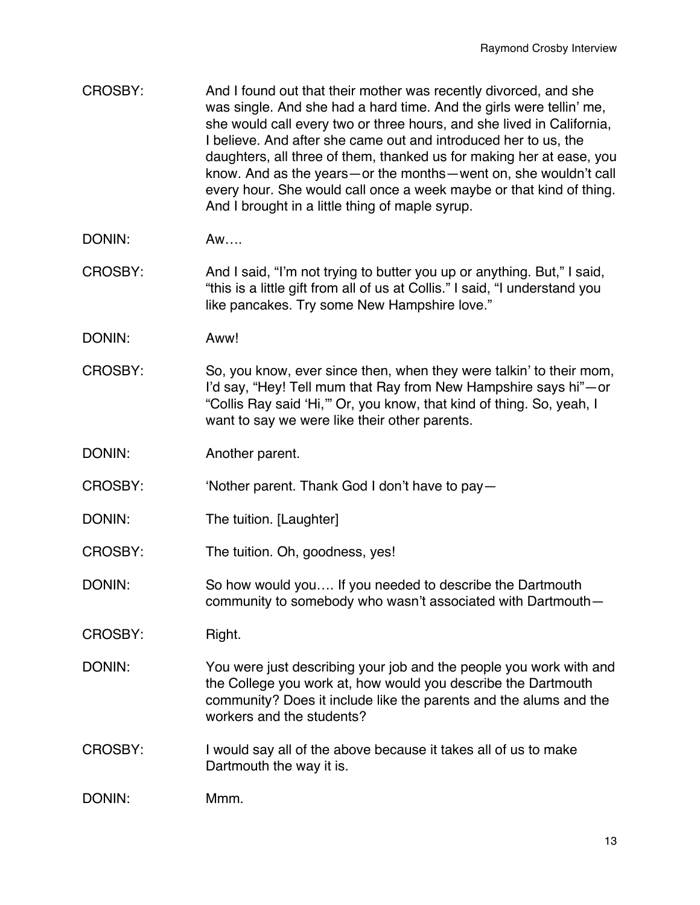CROSBY: And I found out that their mother was recently divorced, and she was single. And she had a hard time. And the girls were tellin' me, she would call every two or three hours, and she lived in California, I believe. And after she came out and introduced her to us, the daughters, all three of them, thanked us for making her at ease, you know. And as the years—or the months—went on, she wouldn't call every hour. She would call once a week maybe or that kind of thing. And I brought in a little thing of maple syrup.

DONIN: Aw….

CROSBY: And I said, "I'm not trying to butter you up or anything. But," I said, "this is a little gift from all of us at Collis." I said, "I understand you like pancakes. Try some New Hampshire love."

DONIN: Aww!

CROSBY: So, you know, ever since then, when they were talkin' to their mom, I'd say, "Hey! Tell mum that Ray from New Hampshire says hi"—or "Collis Ray said 'Hi,'" Or, you know, that kind of thing. So, yeah, I want to say we were like their other parents.

DONIN: Another parent.

CROSBY: 'Nother parent. Thank God I don't have to pay—

DONIN: The tuition. [Laughter]

CROSBY: The tuition. Oh, goodness, yes!

DONIN: So how would you…. If you needed to describe the Dartmouth community to somebody who wasn't associated with Dartmouth—

CROSBY: Right.

DONIN: You were just describing your job and the people you work with and the College you work at, how would you describe the Dartmouth community? Does it include like the parents and the alums and the workers and the students?

CROSBY: I would say all of the above because it takes all of us to make Dartmouth the way it is.

DONIN: Mmm.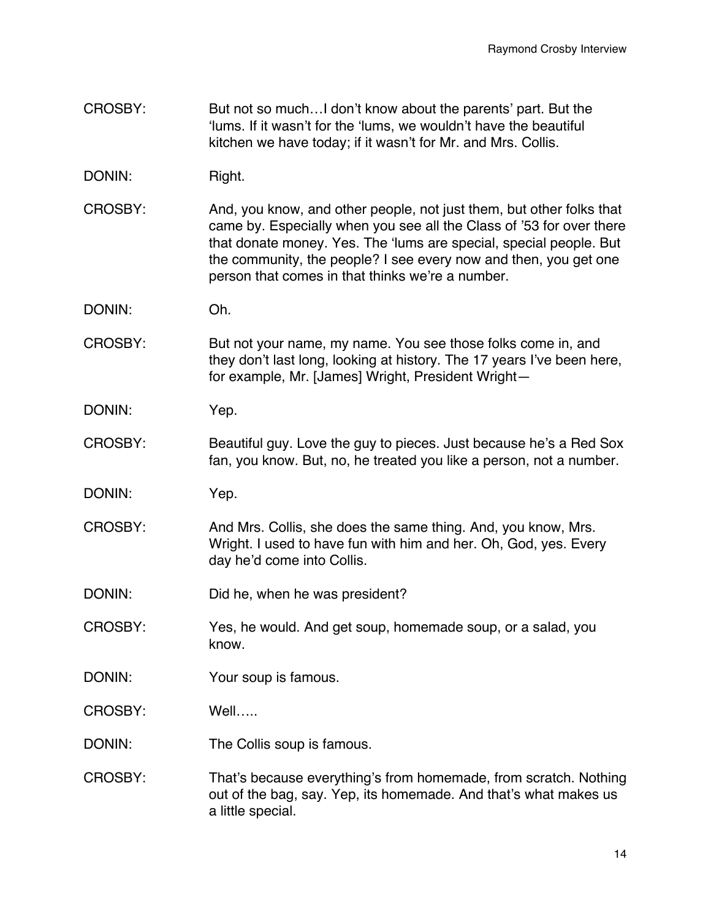CROSBY: But not so much…I don't know about the parents' part. But the 'lums. If it wasn't for the 'lums, we wouldn't have the beautiful kitchen we have today; if it wasn't for Mr. and Mrs. Collis.

DONIN: Right.

CROSBY: And, you know, and other people, not just them, but other folks that came by. Especially when you see all the Class of '53 for over there that donate money. Yes. The 'lums are special, special people. But the community, the people? I see every now and then, you get one person that comes in that thinks we're a number.

DONIN: Oh.

CROSBY: But not your name, my name. You see those folks come in, and they don't last long, looking at history. The 17 years I've been here, for example, Mr. [James] Wright, President Wright—

DONIN: Yep.

CROSBY: Beautiful guy. Love the guy to pieces. Just because he's a Red Sox fan, you know. But, no, he treated you like a person, not a number.

DONIN: Yep.

CROSBY: And Mrs. Collis, she does the same thing. And, you know, Mrs. Wright. I used to have fun with him and her. Oh, God, yes. Every day he'd come into Collis.

DONIN: Did he, when he was president?

CROSBY: Yes, he would. And get soup, homemade soup, or a salad, you know.

DONIN: Your soup is famous.

CROSBY: Well…..

DONIN: The Collis soup is famous.

CROSBY: That's because everything's from homemade, from scratch. Nothing out of the bag, say. Yep, its homemade. And that's what makes us a little special.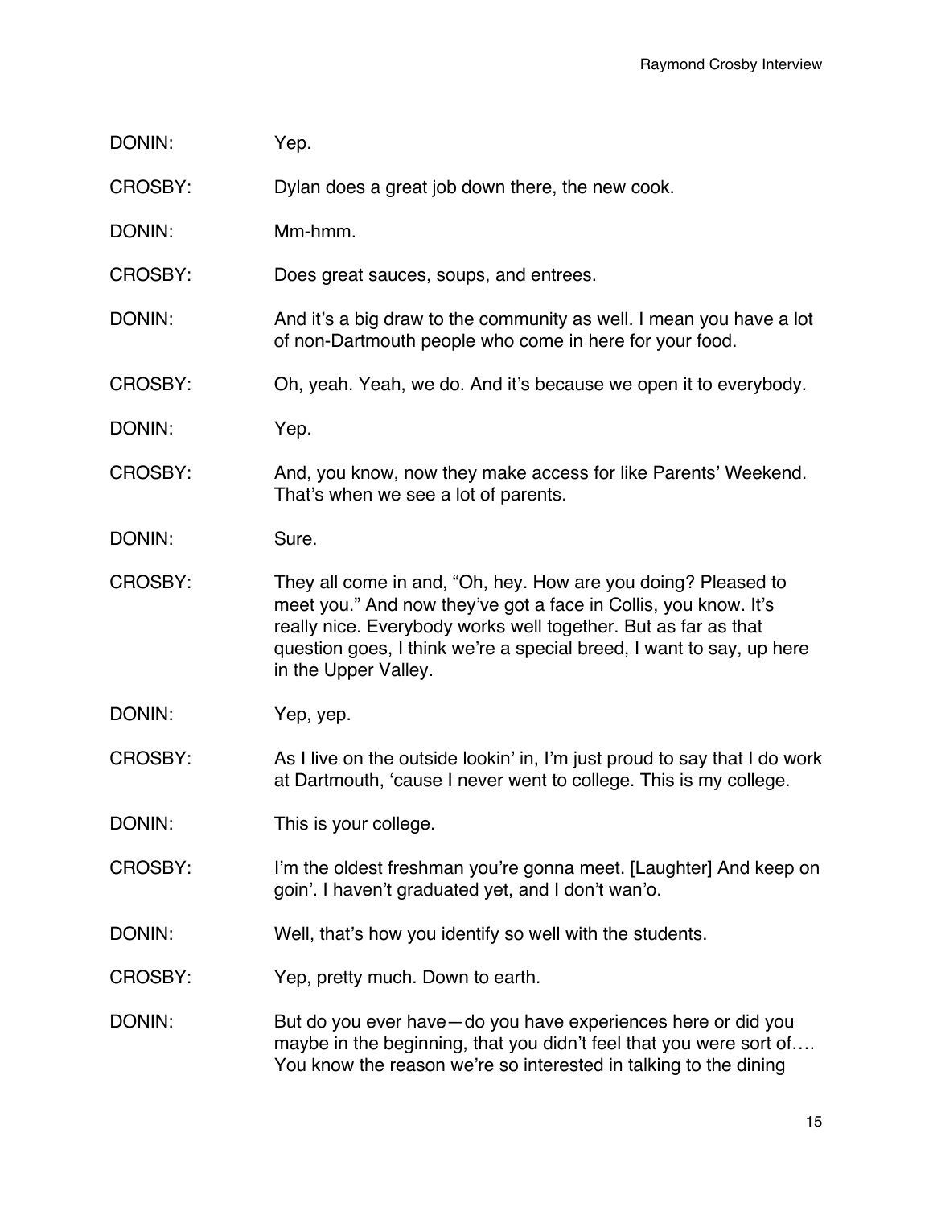DONIN: Yep.

CROSBY: Dylan does a great job down there, the new cook.

DONIN: Mm-hmm.

CROSBY: Does great sauces, soups, and entrees.

DONIN: And it's a big draw to the community as well. I mean you have a lot of non-Dartmouth people who come in here for your food.

CROSBY: Oh, yeah. Yeah, we do. And it's because we open it to everybody.

DONIN: Yep.

CROSBY: And, you know, now they make access for like Parents' Weekend. That's when we see a lot of parents.

DONIN: Sure.

CROSBY: They all come in and, "Oh, hey. How are you doing? Pleased to meet you." And now they've got a face in Collis, you know. It's really nice. Everybody works well together. But as far as that question goes, I think we're a special breed, I want to say, up here in the Upper Valley.

DONIN: Yep, yep.

CROSBY: As I live on the outside lookin' in, I'm just proud to say that I do work at Dartmouth, 'cause I never went to college. This is my college.

DONIN: This is your college.

CROSBY: I'm the oldest freshman you're gonna meet. [Laughter] And keep on goin'. I haven't graduated yet, and I don't wan'o.

DONIN: Well, that's how you identify so well with the students.

CROSBY: Yep, pretty much. Down to earth.

DONIN: But do you ever have—do you have experiences here or did you maybe in the beginning, that you didn't feel that you were sort of…. You know the reason we're so interested in talking to the dining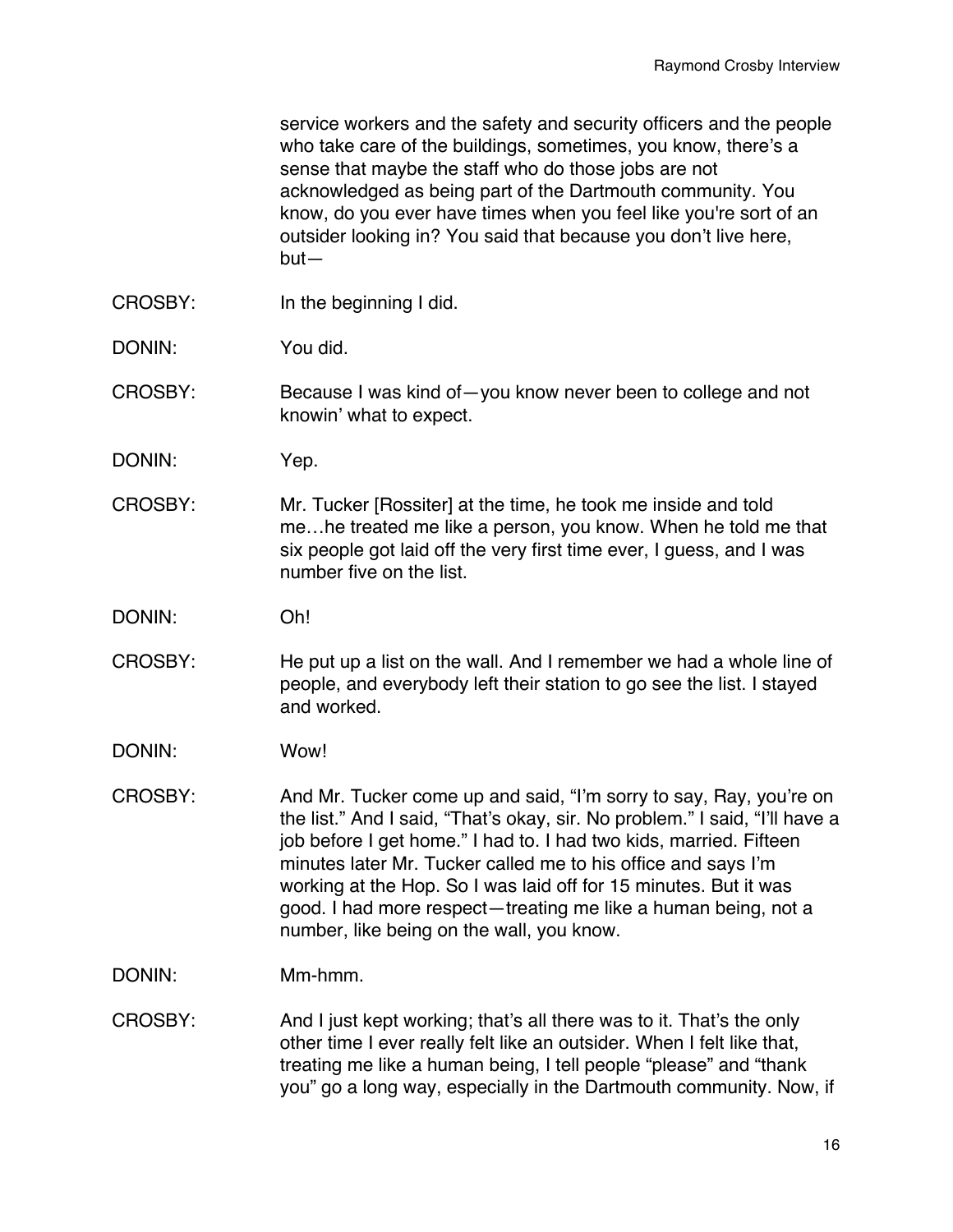service workers and the safety and security officers and the people who take care of the buildings, sometimes, you know, there's a sense that maybe the staff who do those jobs are not acknowledged as being part of the Dartmouth community. You know, do you ever have times when you feel like you're sort of an outsider looking in? You said that because you don't live here, but—

CROSBY: In the beginning I did.

DONIN: You did.

CROSBY: Because I was kind of—you know never been to college and not knowin' what to expect.

DONIN: Yep.

CROSBY: Mr. Tucker [Rossiter] at the time, he took me inside and told me…he treated me like a person, you know. When he told me that six people got laid off the very first time ever, I guess, and I was number five on the list.

DONIN: Oh!

CROSBY: He put up a list on the wall. And I remember we had a whole line of people, and everybody left their station to go see the list. I stayed and worked.

DONIN: Wow!

CROSBY: And Mr. Tucker come up and said, "I'm sorry to say, Ray, you're on the list." And I said, "That's okay, sir. No problem." I said, "I'll have a job before I get home." I had to. I had two kids, married. Fifteen minutes later Mr. Tucker called me to his office and says I'm working at the Hop. So I was laid off for 15 minutes. But it was good. I had more respect—treating me like a human being, not a number, like being on the wall, you know.

DONIN: Mm-hmm.

CROSBY: And I just kept working; that's all there was to it. That's the only other time I ever really felt like an outsider. When I felt like that, treating me like a human being, I tell people "please" and "thank you" go a long way, especially in the Dartmouth community. Now, if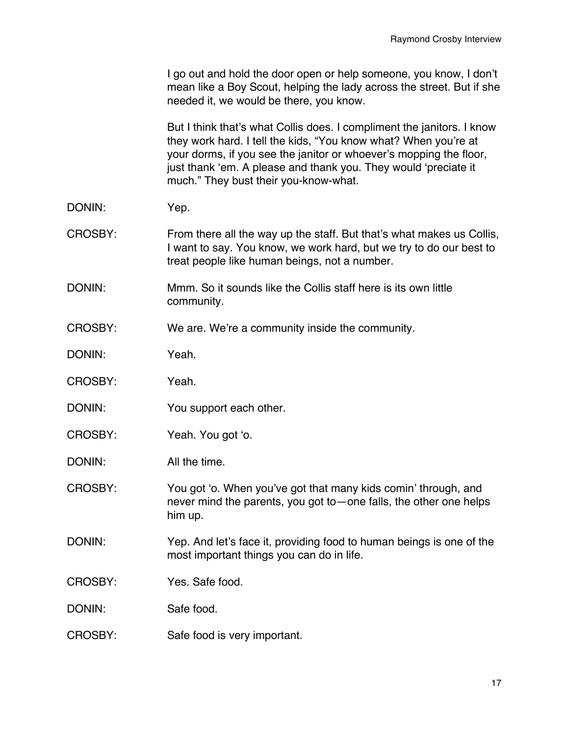I go out and hold the door open or help someone, you know, I don't mean like a Boy Scout, helping the lady across the street. But if she needed it, we would be there, you know.

But I think that's what Collis does. I compliment the janitors. I know they work hard. I tell the kids, "You know what? When you're at your dorms, if you see the janitor or whoever's mopping the floor, just thank 'em. A please and thank you. They would 'preciate it much." They bust their you-know-what.

DONIN: Yep.

CROSBY: From there all the way up the staff. But that's what makes us Collis, I want to say. You know, we work hard, but we try to do our best to treat people like human beings, not a number.

DONIN: Mmm. So it sounds like the Collis staff here is its own little community.

CROSBY: We are. We're a community inside the community.

DONIN: Yeah.

CROSBY: Yeah.

DONIN: You support each other.

CROSBY: Yeah. You got 'o.

DONIN: All the time.

CROSBY: You got 'o. When you've got that many kids comin' through, and never mind the parents, you got to—one falls, the other one helps him up.

DONIN: Yep. And let's face it, providing food to human beings is one of the most important things you can do in life.

CROSBY: Yes. Safe food.

DONIN: Safe food.

CROSBY: Safe food is very important.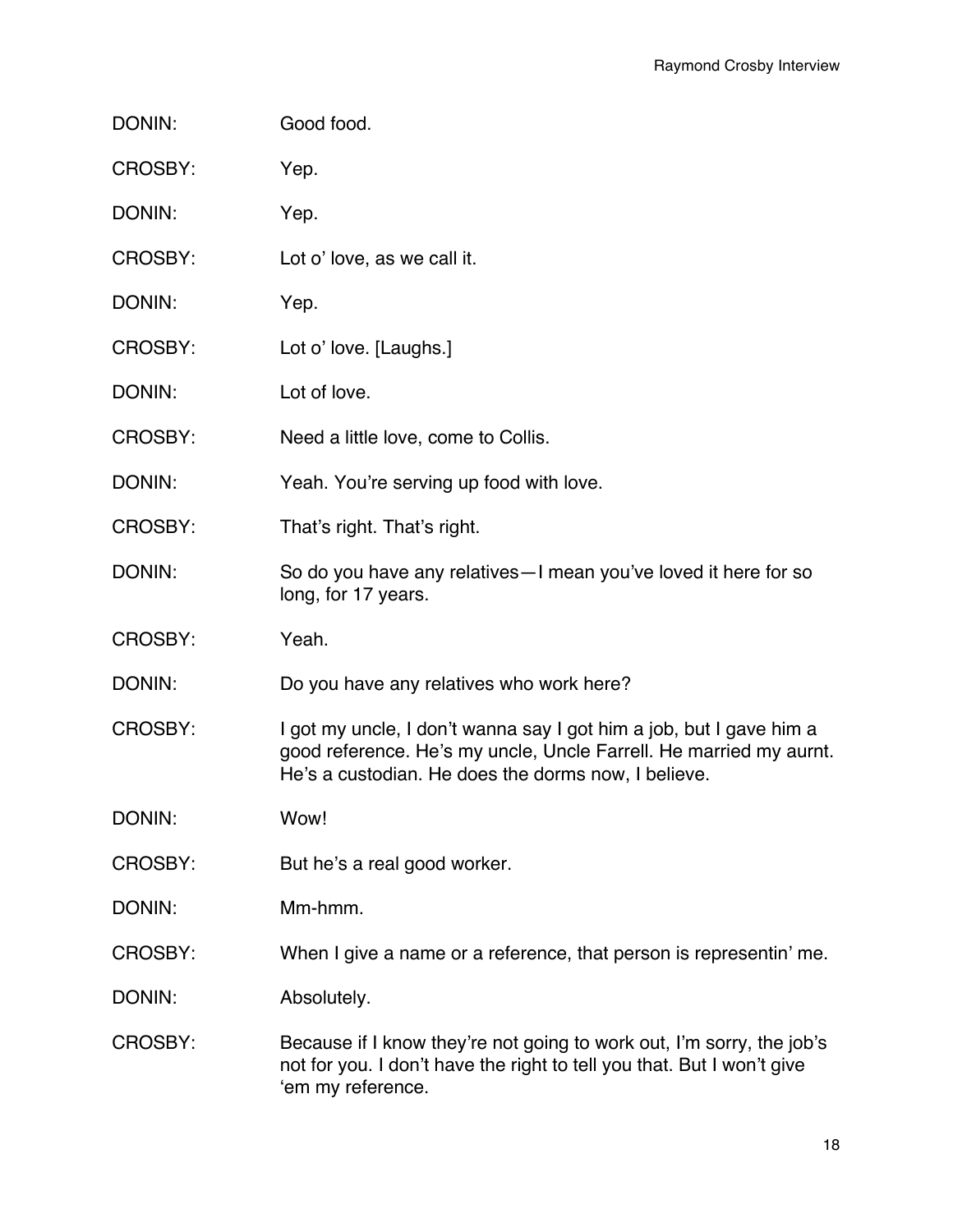DONIN: Good food.

CROSBY: Yep.

DONIN: Yep.

CROSBY: Lot o' love, as we call it.

DONIN: Yep.

CROSBY: Lot o' love. [Laughs.]

DONIN: Lot of love.

CROSBY: Need a little love, come to Collis.

DONIN: Yeah. You're serving up food with love.

CROSBY: That's right. That's right.

DONIN: So do you have any relatives—I mean you've loved it here for so long, for 17 years.

CROSBY: Yeah.

DONIN: Do you have any relatives who work here?

CROSBY: I got my uncle, I don't wanna say I got him a job, but I gave him a good reference. He's my uncle, Uncle Farrell. He married my aurnt. He's a custodian. He does the dorms now, I believe.

DONIN: Wow!

CROSBY: But he's a real good worker.

DONIN: Mm-hmm.

CROSBY: When I give a name or a reference, that person is representin' me.

DONIN: Absolutely.

CROSBY: Because if I know they're not going to work out, I'm sorry, the job's not for you. I don't have the right to tell you that. But I won't give 'em my reference.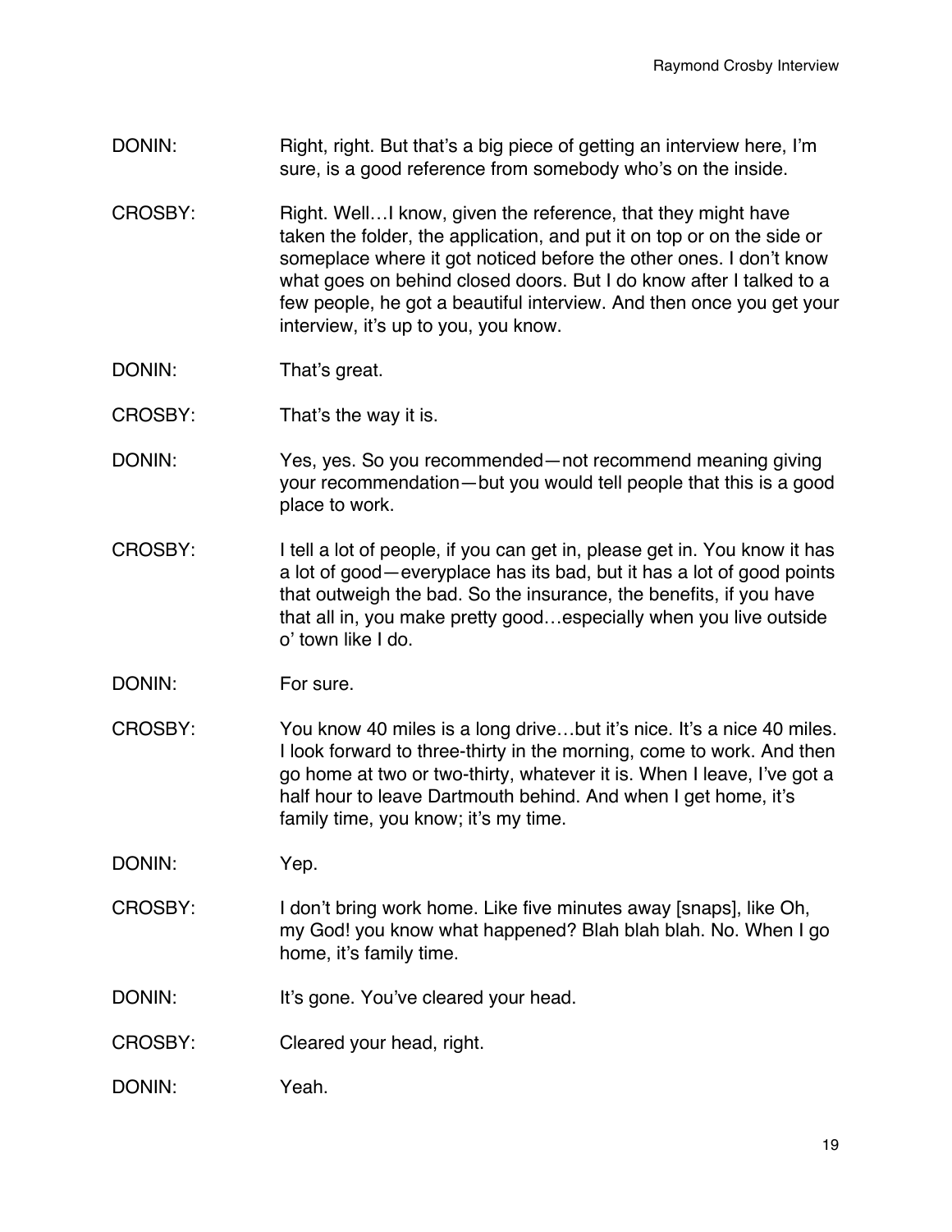DONIN: Right, right. But that's a big piece of getting an interview here, I'm sure, is a good reference from somebody who's on the inside.

CROSBY: Right. Well…I know, given the reference, that they might have taken the folder, the application, and put it on top or on the side or someplace where it got noticed before the other ones. I don't know what goes on behind closed doors. But I do know after I talked to a few people, he got a beautiful interview. And then once you get your interview, it's up to you, you know.

DONIN: That's great.

CROSBY: That's the way it is.

DONIN: Yes, yes. So you recommended—not recommend meaning giving your recommendation—but you would tell people that this is a good place to work.

CROSBY: I tell a lot of people, if you can get in, please get in. You know it has a lot of good—everyplace has its bad, but it has a lot of good points that outweigh the bad. So the insurance, the benefits, if you have that all in, you make pretty good…especially when you live outside o' town like I do.

DONIN: For sure.

CROSBY: You know 40 miles is a long drive…but it's nice. It's a nice 40 miles. I look forward to three-thirty in the morning, come to work. And then go home at two or two-thirty, whatever it is. When I leave, I've got a half hour to leave Dartmouth behind. And when I get home, it's family time, you know; it's my time.

DONIN: Yep.

CROSBY: I don't bring work home. Like five minutes away [snaps], like Oh, my God! you know what happened? Blah blah blah. No. When I go home, it's family time.

DONIN: It's gone. You've cleared your head.

CROSBY: Cleared your head, right.

DONIN: Yeah.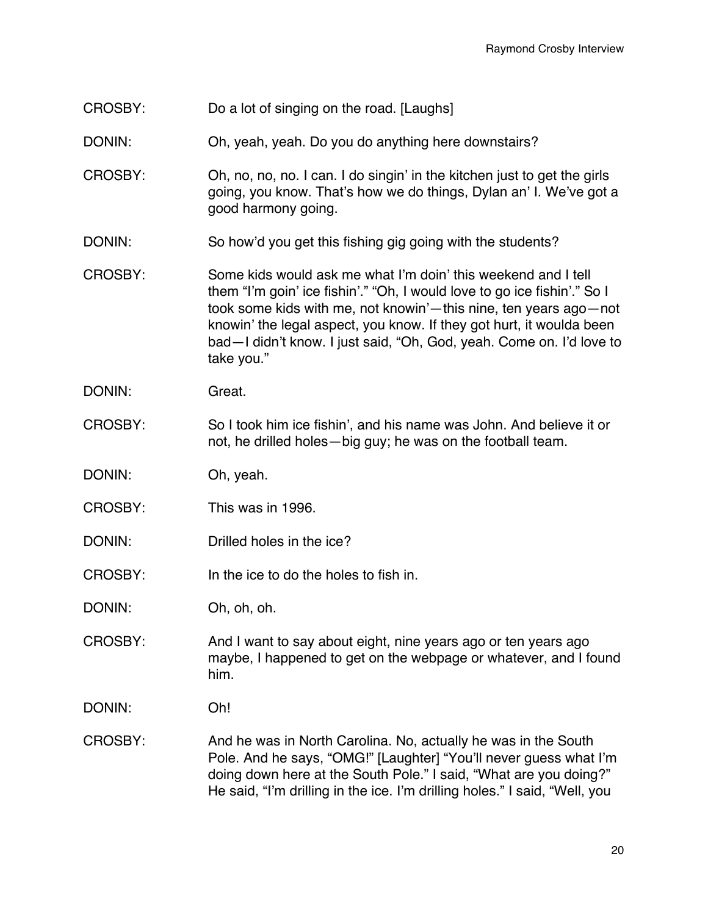CROSBY: Do a lot of singing on the road. [Laughs]

DONIN: Oh, yeah, yeah. Do you do anything here downstairs?

CROSBY: Oh, no, no, no. I can. I do singin' in the kitchen just to get the girls going, you know. That's how we do things, Dylan an' I. We've got a good harmony going.

DONIN: So how'd you get this fishing gig going with the students?

CROSBY: Some kids would ask me what I'm doin' this weekend and I tell them "I'm goin' ice fishin'." "Oh, I would love to go ice fishin'." So I took some kids with me, not knowin'—this nine, ten years ago—not knowin' the legal aspect, you know. If they got hurt, it woulda been bad—I didn't know. I just said, "Oh, God, yeah. Come on. I'd love to take you."

DONIN: Great.

CROSBY: So I took him ice fishin', and his name was John. And believe it or not, he drilled holes—big guy; he was on the football team.

DONIN: Oh, yeah.

CROSBY: This was in 1996.

DONIN: Drilled holes in the ice?

CROSBY: In the ice to do the holes to fish in.

DONIN: Oh, oh, oh.

CROSBY: And I want to say about eight, nine years ago or ten years ago maybe, I happened to get on the webpage or whatever, and I found him.

DONIN: Oh!

CROSBY: And he was in North Carolina. No, actually he was in the South Pole. And he says, "OMG!" [Laughter] "You'll never guess what I'm doing down here at the South Pole." I said, "What are you doing?" He said, "I'm drilling in the ice. I'm drilling holes." I said, "Well, you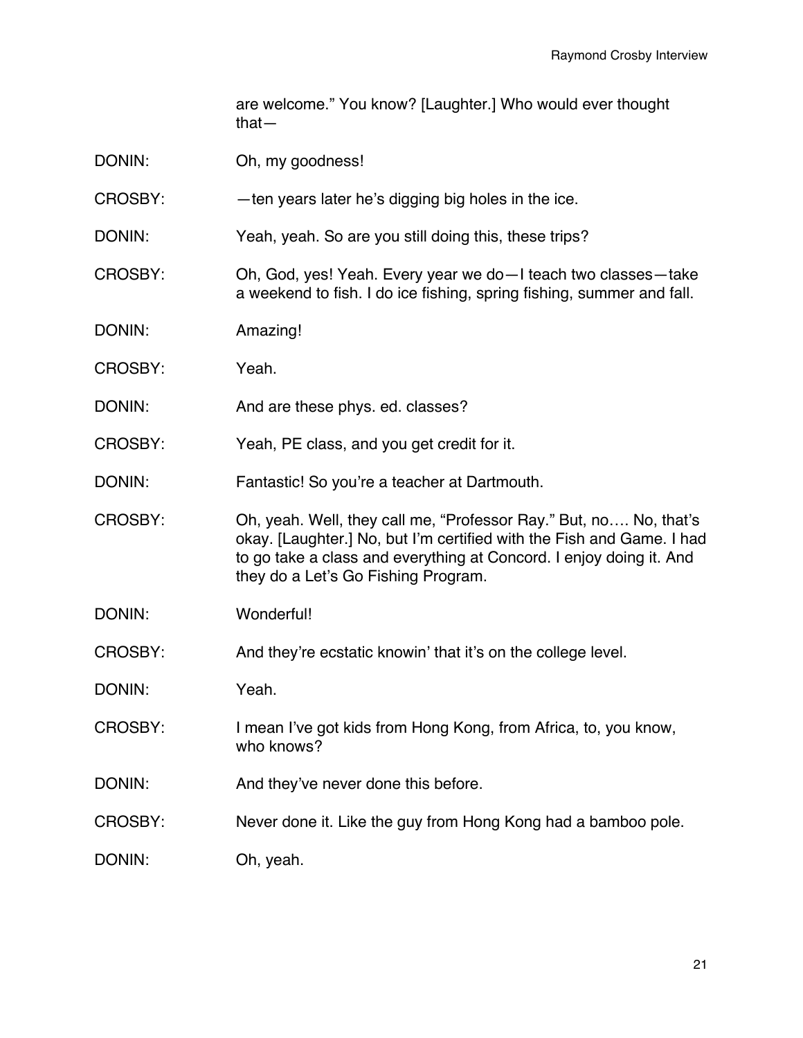are welcome." You know? [Laughter.] Who would ever thought that—

DONIN: Oh, my goodness!

CROSBY: —ten years later he's digging big holes in the ice.

DONIN: Yeah, yeah. So are you still doing this, these trips?

CROSBY: Oh, God, yes! Yeah. Every year we do—I teach two classes—take a weekend to fish. I do ice fishing, spring fishing, summer and fall.

DONIN: Amazing!

CROSBY: Yeah.

DONIN: And are these phys. ed. classes?

CROSBY: Yeah, PE class, and you get credit for it.

DONIN: Fantastic! So you're a teacher at Dartmouth.

CROSBY: Oh, yeah. Well, they call me, "Professor Ray." But, no…. No, that's okay. [Laughter.] No, but I'm certified with the Fish and Game. I had to go take a class and everything at Concord. I enjoy doing it. And they do a Let's Go Fishing Program.

DONIN: Wonderful!

CROSBY: And they're ecstatic knowin' that it's on the college level.

DONIN: Yeah.

CROSBY: I mean I've got kids from Hong Kong, from Africa, to, you know, who knows?

DONIN: And they've never done this before.

CROSBY: Never done it. Like the guy from Hong Kong had a bamboo pole.

DONIN: Oh, yeah.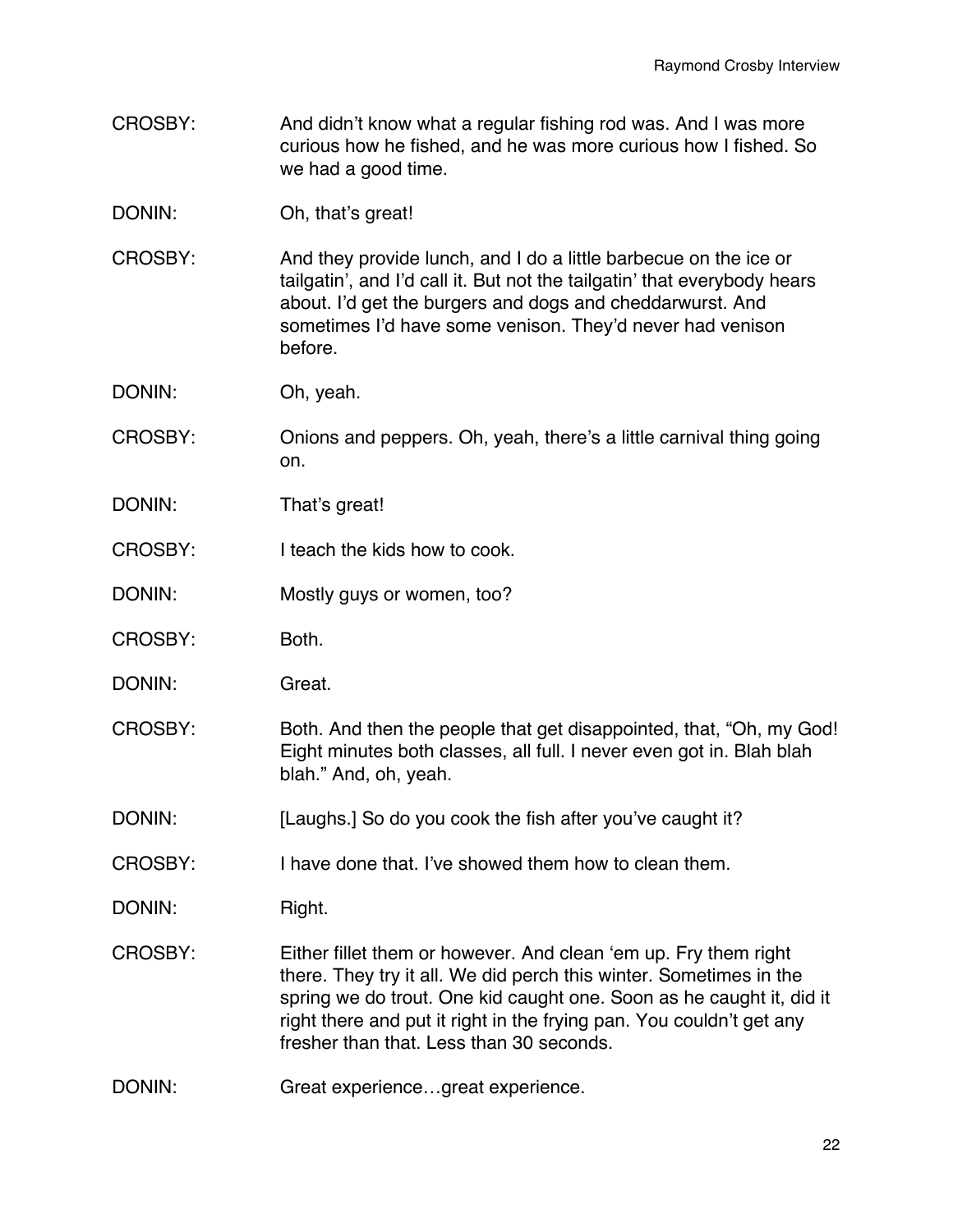CROSBY: And didn't know what a regular fishing rod was. And I was more curious how he fished, and he was more curious how I fished. So we had a good time.

DONIN: Oh, that's great!

CROSBY: And they provide lunch, and I do a little barbecue on the ice or tailgatin', and I'd call it. But not the tailgatin' that everybody hears about. I'd get the burgers and dogs and cheddarwurst. And sometimes I'd have some venison. They'd never had venison before.

DONIN: Oh, yeah.

CROSBY: Onions and peppers. Oh, yeah, there's a little carnival thing going on.

DONIN: That's great!

CROSBY: I teach the kids how to cook.

DONIN: Mostly guys or women, too?

CROSBY: Both.

DONIN: Great.

CROSBY: Both. And then the people that get disappointed, that, "Oh, my God! Eight minutes both classes, all full. I never even got in. Blah blah blah." And, oh, yeah.

DONIN: [Laughs.] So do you cook the fish after you've caught it?

CROSBY: I have done that. I've showed them how to clean them.

DONIN: Right.

CROSBY: Either fillet them or however. And clean 'em up. Fry them right there. They try it all. We did perch this winter. Sometimes in the spring we do trout. One kid caught one. Soon as he caught it, did it right there and put it right in the frying pan. You couldn't get any fresher than that. Less than 30 seconds.

DONIN: Great experience…great experience.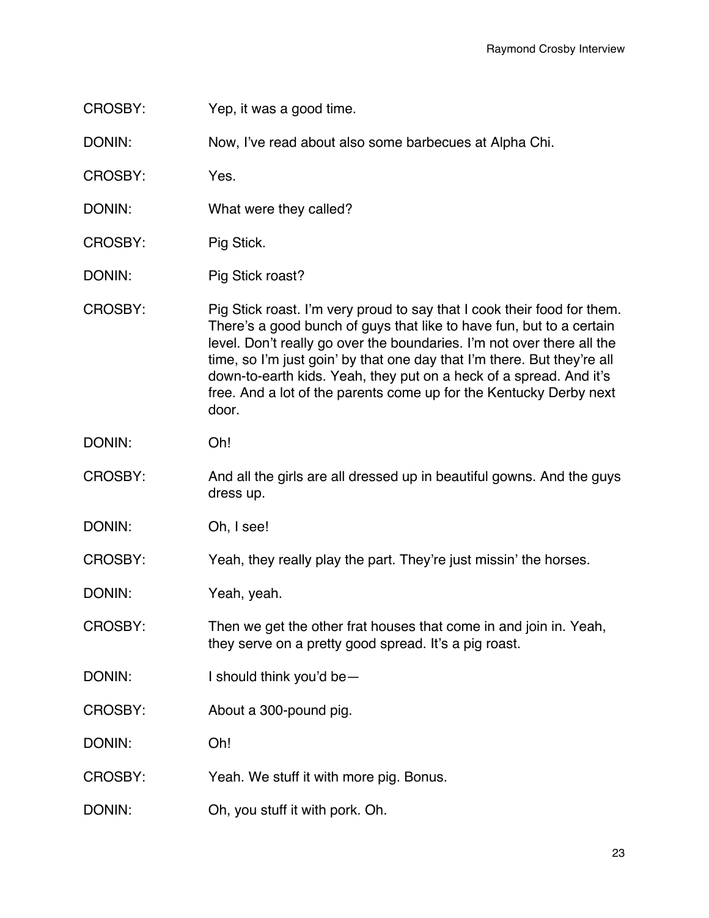CROSBY: Yep, it was a good time.

DONIN: Now, I've read about also some barbecues at Alpha Chi.

CROSBY: Yes.

DONIN: What were they called?

CROSBY: Pig Stick.

DONIN: Pig Stick roast?

CROSBY: Pig Stick roast. I'm very proud to say that I cook their food for them. There's a good bunch of guys that like to have fun, but to a certain level. Don't really go over the boundaries. I'm not over there all the time, so I'm just goin' by that one day that I'm there. But they're all down-to-earth kids. Yeah, they put on a heck of a spread. And it's free. And a lot of the parents come up for the Kentucky Derby next door.

DONIN: Oh!

CROSBY: And all the girls are all dressed up in beautiful gowns. And the guys dress up.

DONIN: Oh, I see!

CROSBY: Yeah, they really play the part. They're just missin' the horses.

DONIN: Yeah, yeah.

CROSBY: Then we get the other frat houses that come in and join in. Yeah, they serve on a pretty good spread. It's a pig roast.

DONIN: I should think you'd be—

CROSBY: About a 300-pound pig.

DONIN: Oh!

CROSBY: Yeah. We stuff it with more pig. Bonus.

DONIN: Oh, you stuff it with pork. Oh.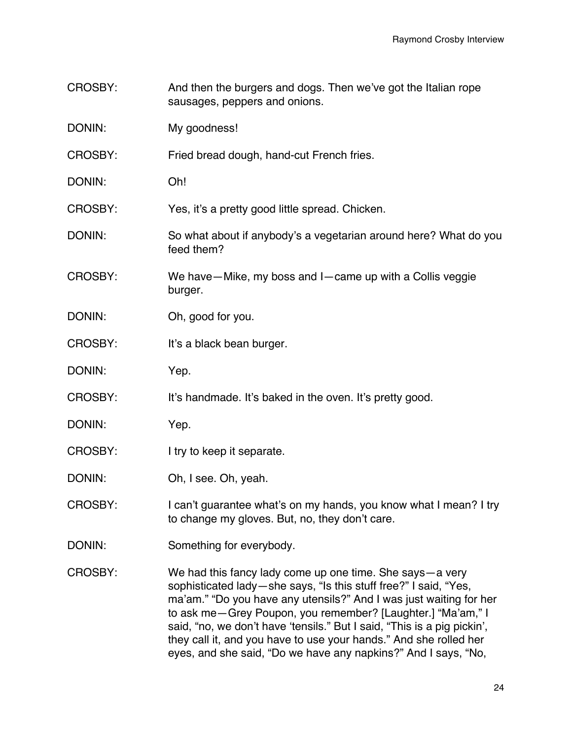CROSBY: And then the burgers and dogs. Then we've got the Italian rope sausages, peppers and onions.

DONIN: My goodness!

CROSBY: Fried bread dough, hand-cut French fries.

DONIN: Oh!

CROSBY: Yes, it's a pretty good little spread. Chicken.

DONIN: So what about if anybody's a vegetarian around here? What do you feed them?

CROSBY: We have—Mike, my boss and I—came up with a Collis veggie burger.

DONIN: Oh, good for you.

CROSBY: It's a black bean burger.

DONIN: Yep.

CROSBY: It's handmade. It's baked in the oven. It's pretty good.

DONIN: Yep.

CROSBY: I try to keep it separate.

DONIN: Oh, I see. Oh, yeah.

CROSBY: I can't guarantee what's on my hands, you know what I mean? I try to change my gloves. But, no, they don't care.

DONIN: Something for everybody.

CROSBY: We had this fancy lady come up one time. She says—a very sophisticated lady—she says, "Is this stuff free?" I said, "Yes, ma'am." "Do you have any utensils?" And I was just waiting for her to ask me—Grey Poupon, you remember? [Laughter.] "Ma'am," I said, "no, we don't have 'tensils." But I said, "This is a pig pickin', they call it, and you have to use your hands." And she rolled her eyes, and she said, "Do we have any napkins?" And I says, "No,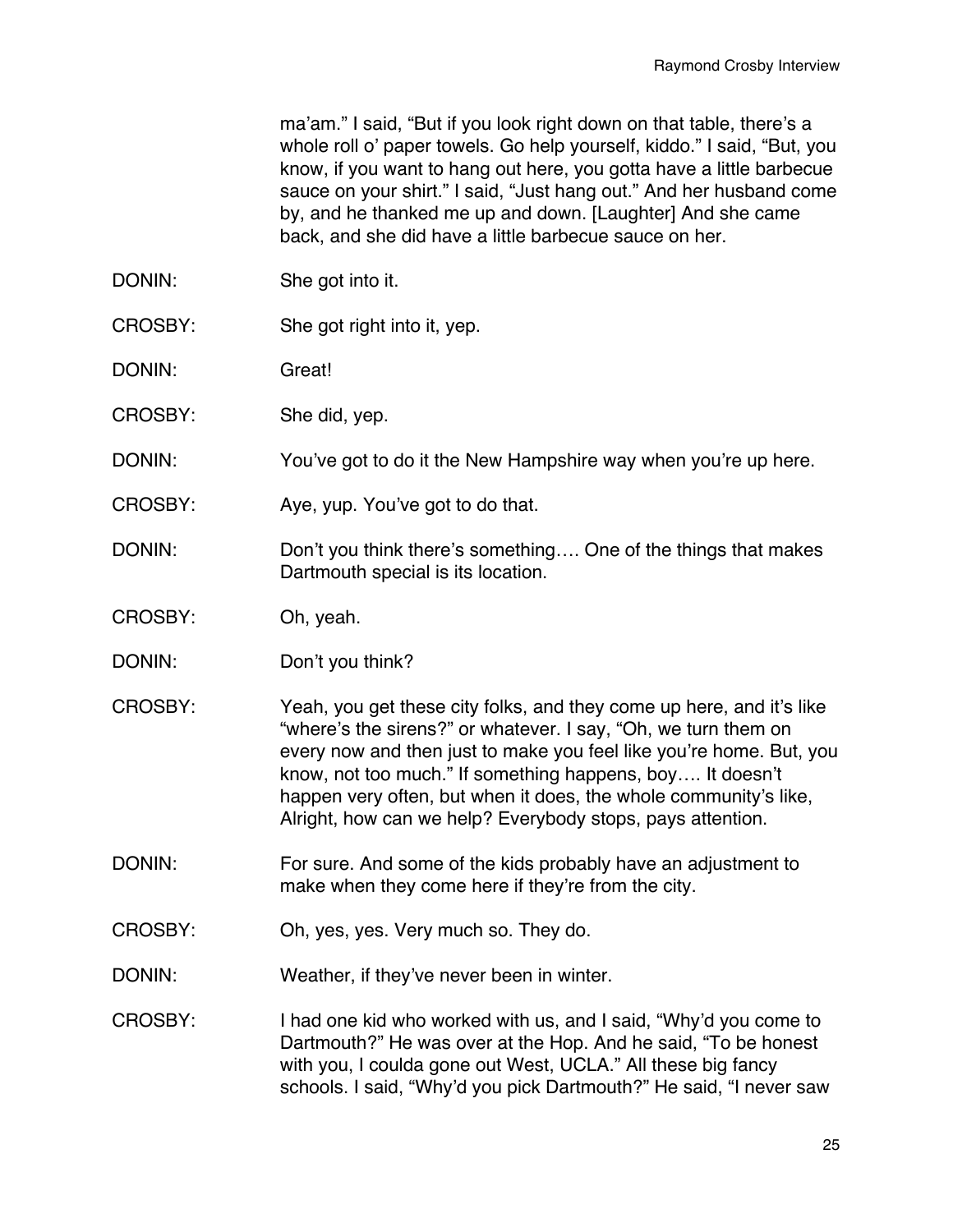ma'am." I said, "But if you look right down on that table, there's a whole roll o' paper towels. Go help yourself, kiddo." I said, "But, you know, if you want to hang out here, you gotta have a little barbecue sauce on your shirt." I said, "Just hang out." And her husband come by, and he thanked me up and down. [Laughter] And she came back, and she did have a little barbecue sauce on her.

DONIN: She got into it.

CROSBY: She got right into it, yep.

DONIN: Great!

CROSBY: She did, yep.

DONIN: You've got to do it the New Hampshire way when you're up here.

CROSBY: Aye, yup. You've got to do that.

DONIN: Don't you think there's something…. One of the things that makes Dartmouth special is its location.

CROSBY: Oh, yeah.

DONIN: Don't you think?

CROSBY: Yeah, you get these city folks, and they come up here, and it's like "where's the sirens?" or whatever. I say, "Oh, we turn them on every now and then just to make you feel like you're home. But, you know, not too much." If something happens, boy…. It doesn't happen very often, but when it does, the whole community's like, Alright, how can we help? Everybody stops, pays attention.

DONIN: For sure. And some of the kids probably have an adjustment to make when they come here if they're from the city.

CROSBY: Oh, yes, yes. Very much so. They do.

DONIN: Weather, if they've never been in winter.

CROSBY: I had one kid who worked with us, and I said, "Why'd you come to Dartmouth?" He was over at the Hop. And he said, "To be honest with you, I coulda gone out West, UCLA." All these big fancy schools. I said, "Why'd you pick Dartmouth?" He said, "I never saw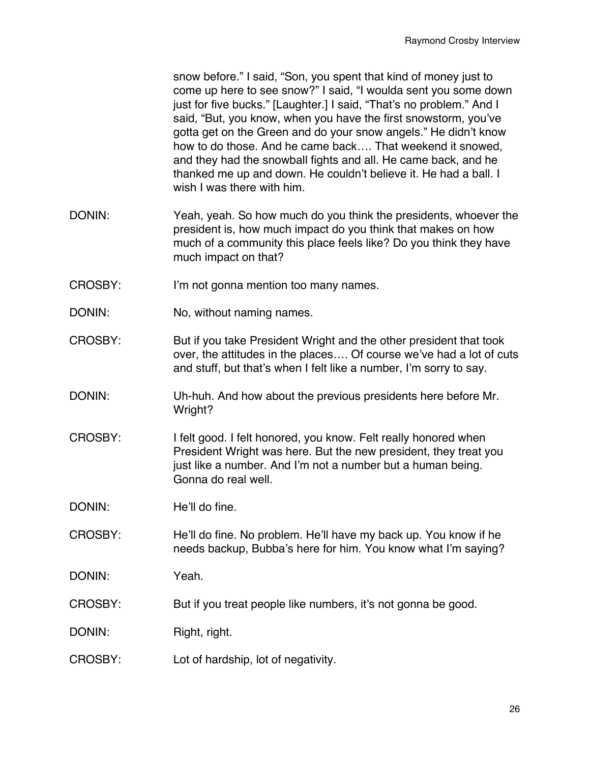snow before." I said, "Son, you spent that kind of money just to come up here to see snow?" I said, "I woulda sent you some down just for five bucks." [Laughter.] I said, "That's no problem." And I said, "But, you know, when you have the first snowstorm, you've gotta get on the Green and do your snow angels." He didn't know how to do those. And he came back…. That weekend it snowed, and they had the snowball fights and all. He came back, and he thanked me up and down. He couldn't believe it. He had a ball. I wish I was there with him.

DONIN: Yeah, yeah. So how much do you think the presidents, whoever the president is, how much impact do you think that makes on how much of a community this place feels like? Do you think they have much impact on that?

CROSBY: I'm not gonna mention too many names.

DONIN: No, without naming names.

CROSBY: But if you take President Wright and the other president that took over, the attitudes in the places…. Of course we've had a lot of cuts and stuff, but that's when I felt like a number, I'm sorry to say.

DONIN: Uh-huh. And how about the previous presidents here before Mr. Wright?

CROSBY: I felt good. I felt honored, you know. Felt really honored when President Wright was here. But the new president, they treat you just like a number. And I'm not a number but a human being. Gonna do real well.

DONIN: He'll do fine.

CROSBY: He'll do fine. No problem. He'll have my back up. You know if he needs backup, Bubba's here for him. You know what I'm saying?

DONIN: Yeah.

CROSBY: But if you treat people like numbers, it's not gonna be good.

DONIN: Right, right.

CROSBY: Lot of hardship, lot of negativity.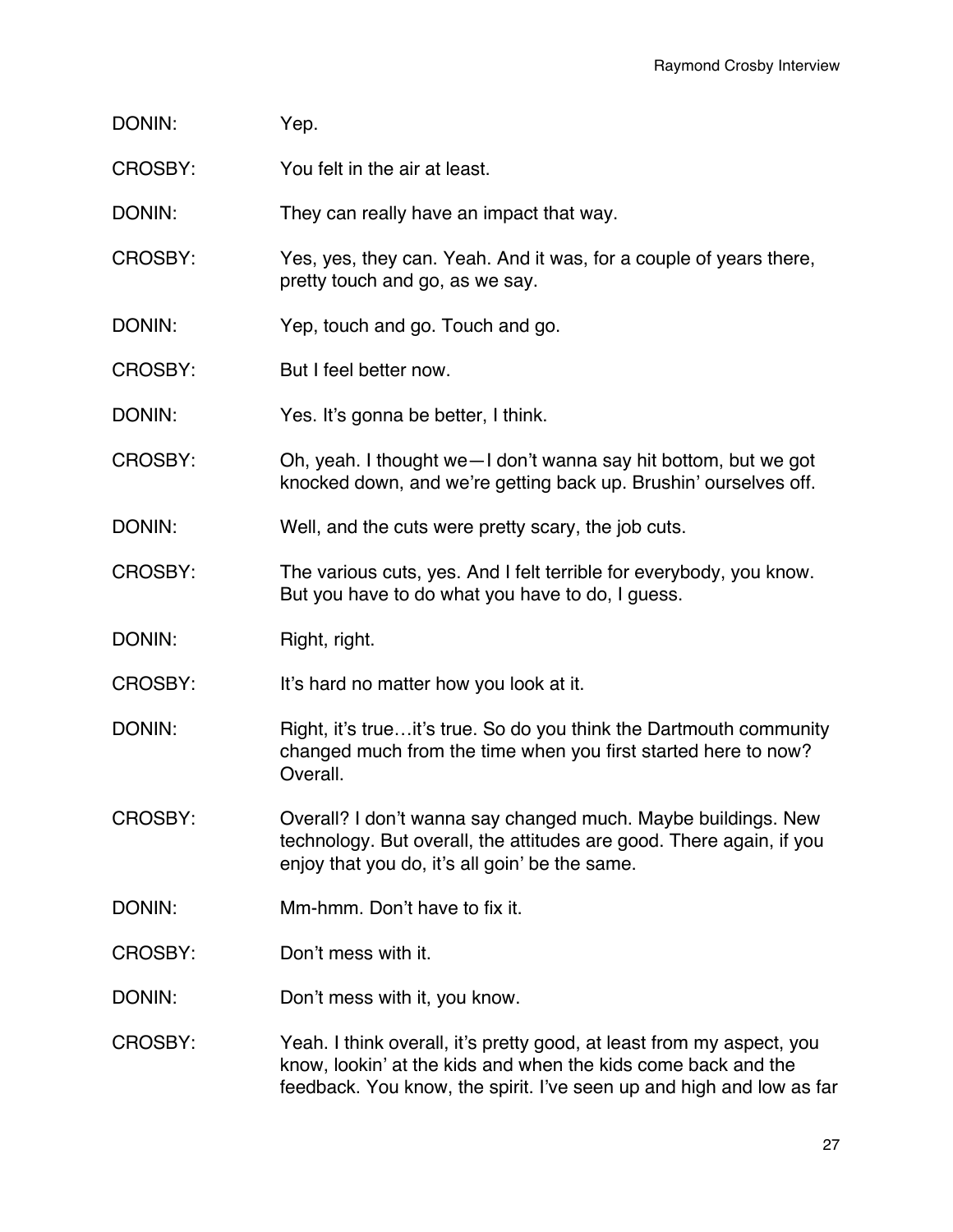DONIN: Yep.

CROSBY: You felt in the air at least.

DONIN: They can really have an impact that way.

CROSBY: Yes, yes, they can. Yeah. And it was, for a couple of years there, pretty touch and go, as we say.

DONIN: Yep, touch and go. Touch and go.

CROSBY: But I feel better now.

DONIN: Yes. It's gonna be better, I think.

CROSBY: Oh, yeah. I thought we—I don't wanna say hit bottom, but we got knocked down, and we're getting back up. Brushin' ourselves off.

DONIN: Well, and the cuts were pretty scary, the job cuts.

CROSBY: The various cuts, yes. And I felt terrible for everybody, you know. But you have to do what you have to do, I guess.

DONIN: Right, right.

CROSBY: It's hard no matter how you look at it.

DONIN: Right, it's true…it's true. So do you think the Dartmouth community changed much from the time when you first started here to now? Overall.

CROSBY: Overall? I don't wanna say changed much. Maybe buildings. New technology. But overall, the attitudes are good. There again, if you enjoy that you do, it's all goin' be the same.

DONIN: Mm-hmm. Don't have to fix it.

CROSBY: Don't mess with it.

DONIN: Don't mess with it, you know.

CROSBY: Yeah. I think overall, it's pretty good, at least from my aspect, you know, lookin' at the kids and when the kids come back and the feedback. You know, the spirit. I've seen up and high and low as far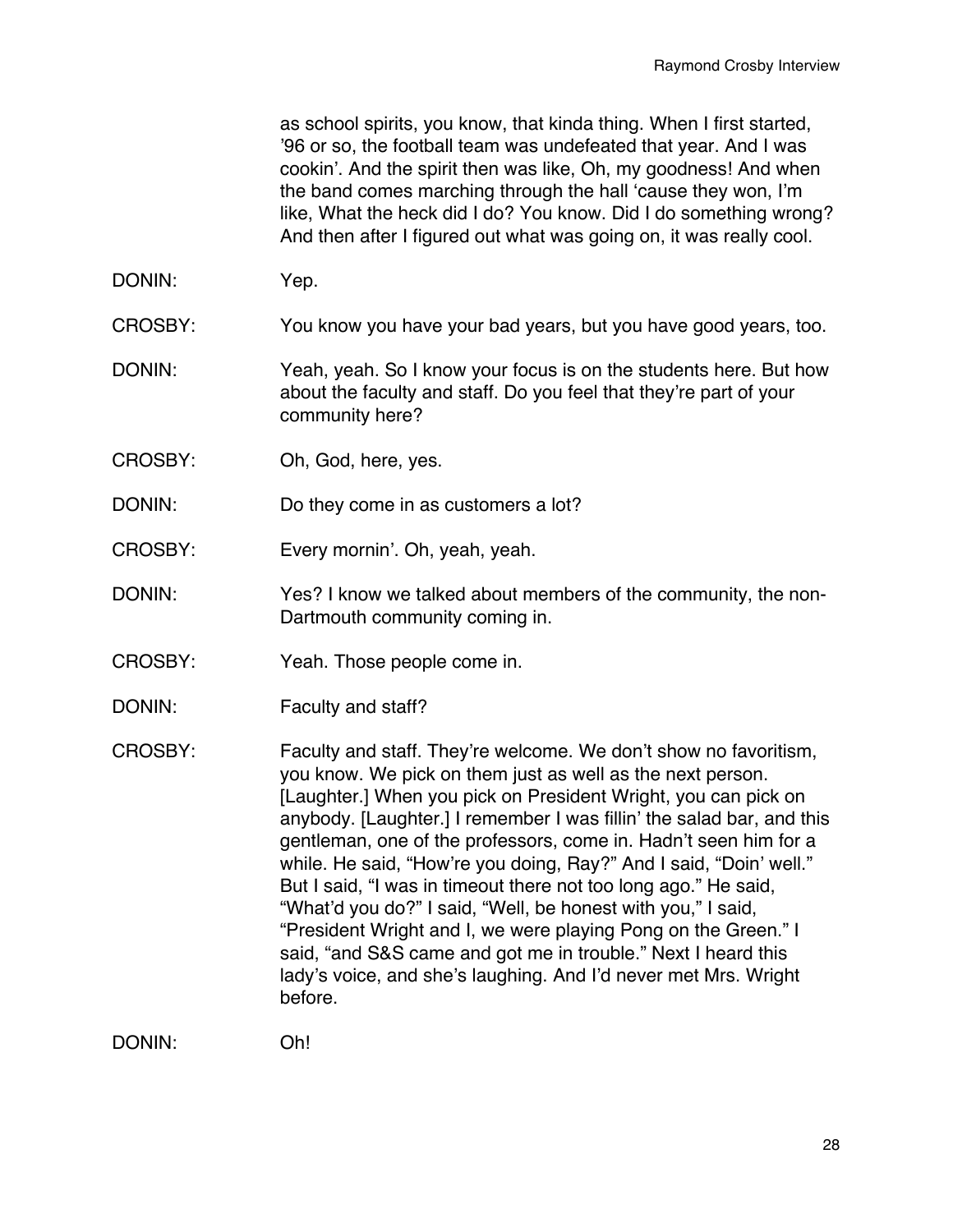as school spirits, you know, that kinda thing. When I first started, '96 or so, the football team was undefeated that year. And I was cookin'. And the spirit then was like, Oh, my goodness! And when the band comes marching through the hall 'cause they won, I'm like, What the heck did I do? You know. Did I do something wrong? And then after I figured out what was going on, it was really cool.

DONIN: Yep.

CROSBY: You know you have your bad years, but you have good years, too.

DONIN: Yeah, yeah. So I know your focus is on the students here. But how about the faculty and staff. Do you feel that they're part of your community here?

CROSBY: Oh, God, here, yes.

DONIN: Do they come in as customers a lot?

CROSBY: Every mornin'. Oh, yeah, yeah.

DONIN: Yes? I know we talked about members of the community, the non-Dartmouth community coming in.

CROSBY: Yeah. Those people come in.

DONIN: Faculty and staff?

CROSBY: Faculty and staff. They're welcome. We don't show no favoritism, you know. We pick on them just as well as the next person. [Laughter.] When you pick on President Wright, you can pick on anybody. [Laughter.] I remember I was fillin' the salad bar, and this gentleman, one of the professors, come in. Hadn't seen him for a while. He said, "How're you doing, Ray?" And I said, "Doin' well." But I said, "I was in timeout there not too long ago." He said, "What'd you do?" I said, "Well, be honest with you," I said, "President Wright and I, we were playing Pong on the Green." I said, "and S&S came and got me in trouble." Next I heard this lady's voice, and she's laughing. And I'd never met Mrs. Wright before.

DONIN: Oh!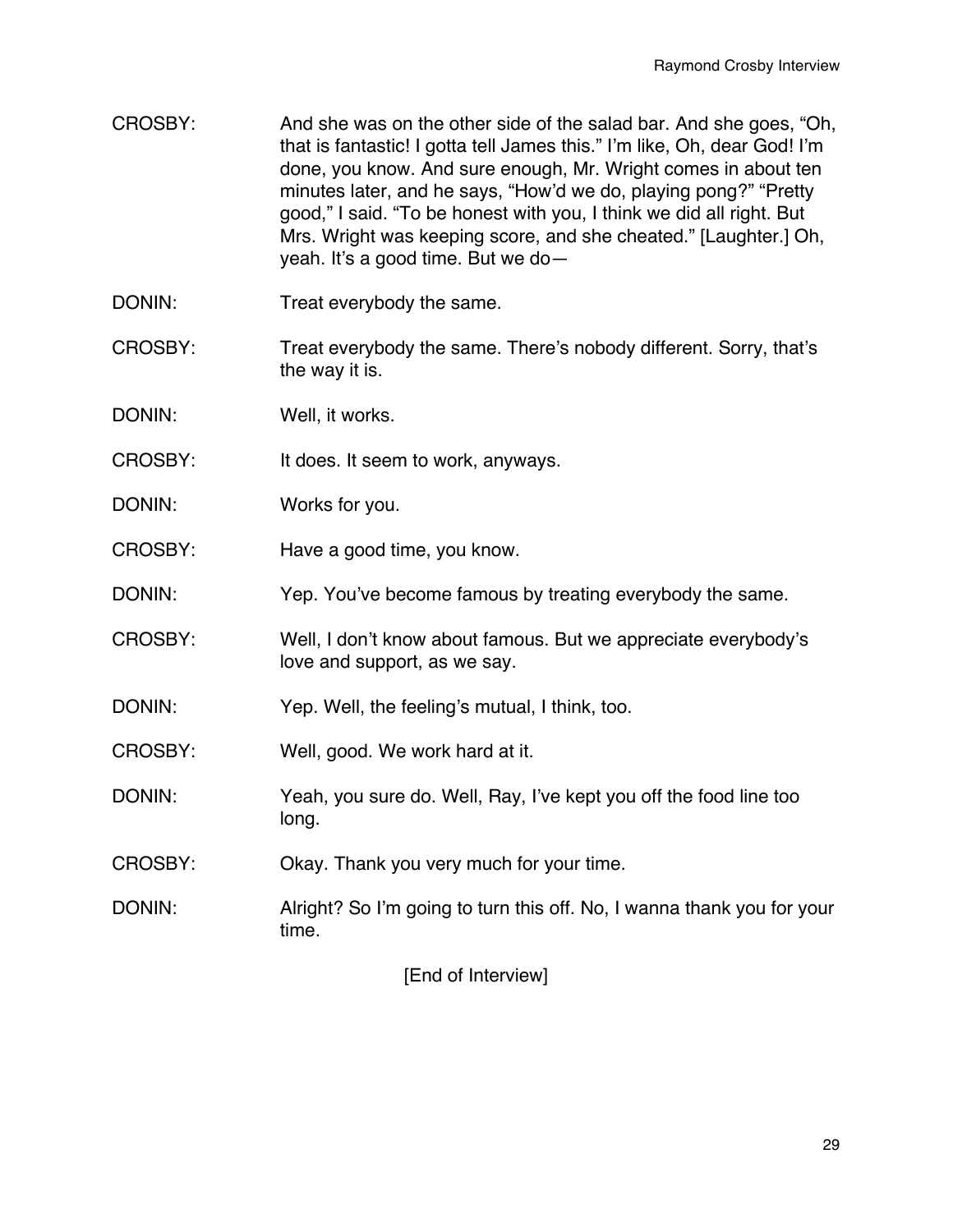CROSBY: And she was on the other side of the salad bar. And she goes, "Oh, that is fantastic! I gotta tell James this." I'm like, Oh, dear God! I'm done, you know. And sure enough, Mr. Wright comes in about ten minutes later, and he says, "How'd we do, playing pong?" "Pretty good," I said. "To be honest with you, I think we did all right. But Mrs. Wright was keeping score, and she cheated." [Laughter.] Oh, yeah. It's a good time. But we do—

DONIN: Treat everybody the same.

CROSBY: Treat everybody the same. There's nobody different. Sorry, that's the way it is.

DONIN: Well, it works.

CROSBY: It does. It seem to work, anyways.

DONIN: Works for you.

CROSBY: Have a good time, you know.

DONIN: Yep. You've become famous by treating everybody the same.

CROSBY: Well, I don't know about famous. But we appreciate everybody's love and support, as we say.

DONIN: Yep. Well, the feeling's mutual, I think, too.

CROSBY: Well, good. We work hard at it.

DONIN: Yeah, you sure do. Well, Ray, I've kept you off the food line too long.

CROSBY: Okay. Thank you very much for your time.

DONIN: Alright? So I'm going to turn this off. No, I wanna thank you for your time.

[End of Interview]